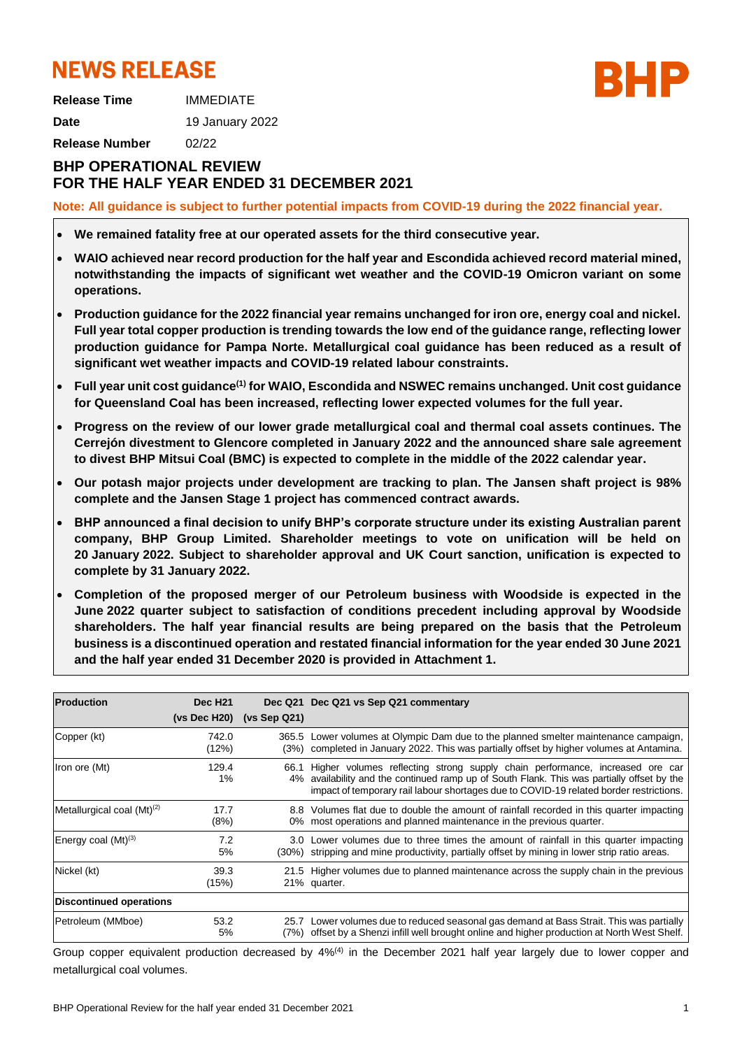# NEWS RELEASE

**Release Time** IMMEDIATE

**Date** 19 January 2022

**Release Number** 02/22

## BHP OPERATIONAL REVIEW FOR THE HALF YEAR ENDED 31 DECEMBER 2021

**Note: All guidance is subject to further potential impacts from COVID-19 during the 2022 financial year.**

- **We remained fatality free at our operated assets for the third consecutive year.**
- **WAIO achieved near record production for the half year and Escondida achieved record material mined, notwithstanding the impacts of significant wet weather and the COVID-19 Omicron variant on some operations.**
- **Production guidance for the 2022 financial year remains unchanged for iron ore, energy coal and nickel. Full year total copper production is trending towards the low end of the guidance range, reflecting lower production guidance for Pampa Norte. Metallurgical coal guidance has been reduced as a result of significant wet weather impacts and COVID-19 related labour constraints.**
- **Full year unit cost guidance[1] for WAIO, Escondida and NSWEC remains unchanged. Unit cost guidance for Queensland Coal has been increased, reflecting lower expected volumes for the full year.**
- **Progress on the review of our lower grade metallurgical coal and thermal coal assets continues. The Cerrejón divestment to Glencore completed in January 2022 and the announced share sale agreement to divest BHP Mitsui Coal (BMC) is expected to complete in the middle of the 2022 calendar year.**
- **Our potash major projects under development are tracking to plan. The Jansen shaft project is 98% complete and the Jansen Stage 1 project has commenced contract awards.**
- **BHP announced a final decision to unify BHP's corporate structure under its existing Australian parent company, BHP Group Limited. Shareholder meetings to vote on unification will be held on 20 January 2022. Subject to shareholder approval and UK Court sanction, unification is expected to complete by 31 January 2022.**
- **Completion of the proposed merger of our Petroleum business with Woodside is expected in the June 2022 quarter subject to satisfaction of conditions precedent including approval by Woodside shareholders. The half year financial results are being prepared on the basis that the Petroleum business is a discontinued operation and restated financial information for the year ended 30 June 2021 and the half year ended 31 December 2020 is provided in Attachment 1.**

| Production | Dec H21 (vs Dec H20) | Dec Q21 (vs Sep Q21) | Dec Q21 vs Sep Q21 commentary |
|---|---|---|---|
| Copper (kt) | 742.0<br>(12%) | 365.5<br>(3%) | Lower volumes at Olympic Dam due to the planned smelter maintenance campaign, completed in January 2022. This was partially offset by higher volumes at Antamina. |
| Iron ore (Mt) | 129.4<br>1% | 66.1<br>4% | Higher volumes reflecting strong supply chain performance, increased ore car availability and the continued ramp up of South Flank. This was partially offset by the impact of temporary rail labour shortages due to COVID-19 related border restrictions. |
| Metallurgical coal (Mt)[2] | 17.7<br>(8%) | 8.8<br>0% | Volumes flat due to double the amount of rainfall recorded in this quarter impacting most operations and planned maintenance in the previous quarter. |
| Energy coal (Mt)[3] | 7.2<br>5% | 3.0<br>(30%) | Lower volumes due to three times the amount of rainfall in this quarter impacting stripping and mine productivity, partially offset by mining in lower strip ratio areas. |
| Nickel (kt) | 39.3<br>(15%) | 21.5<br>21% | Higher volumes due to planned maintenance across the supply chain in the previous quarter. |
| **Discontinued operations** | | | |
| Petroleum (MMboe) | 53.2<br>5% | 25.7<br>(7%) | Lower volumes due to reduced seasonal gas demand at Bass Strait. This was partially offset by a Shenzi infill well brought online and higher production at North West Shelf. |

Group copper equivalent production decreased by 4%[4] in the December 2021 half year largely due to lower copper and metallurgical coal volumes.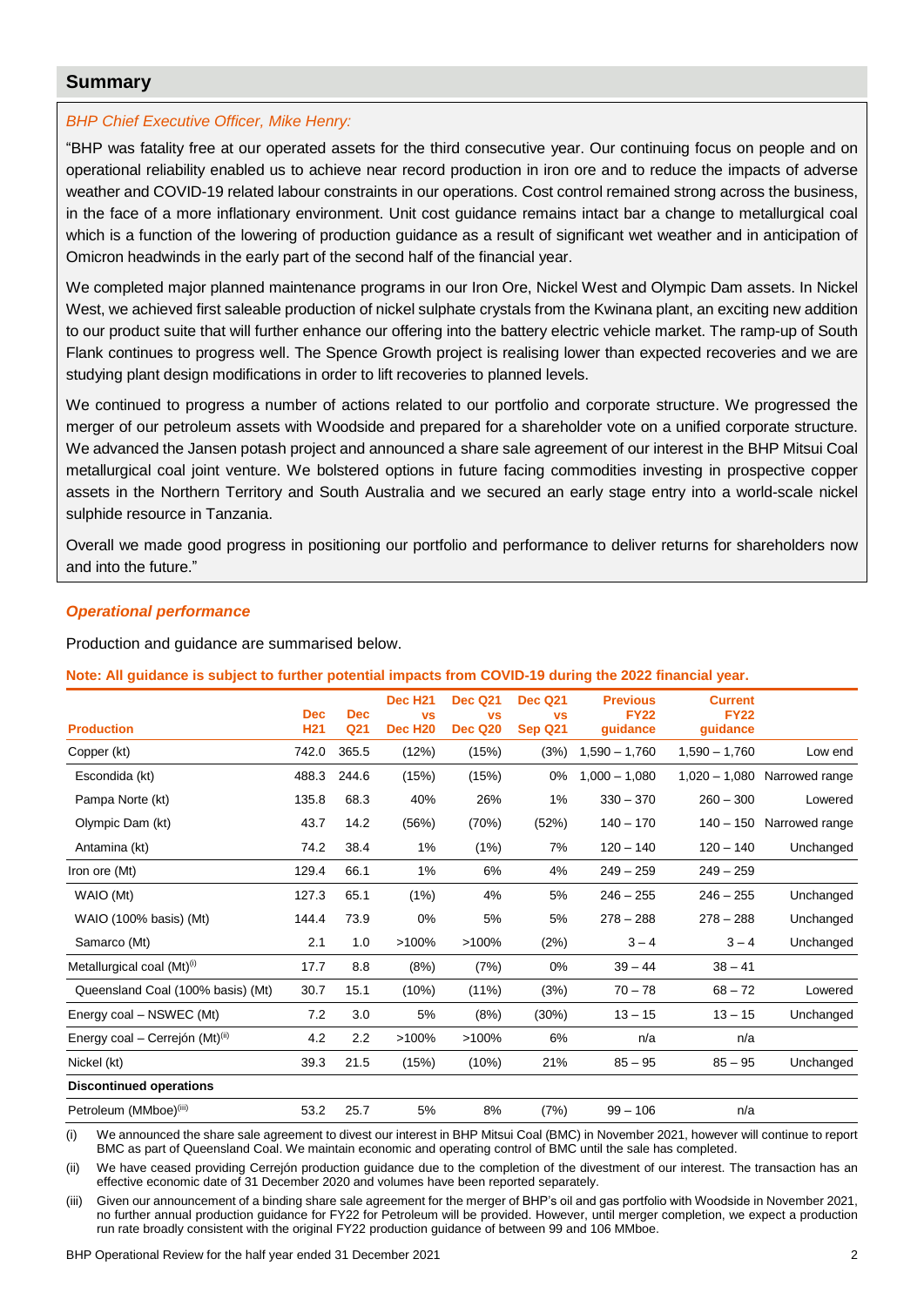## Summary

*BHP Chief Executive Officer, Mike Henry:*

"BHP was fatality free at our operated assets for the third consecutive year. Our continuing focus on people and on operational reliability enabled us to achieve near record production in iron ore and to reduce the impacts of adverse weather and COVID-19 related labour constraints in our operations. Cost control remained strong across the business, in the face of a more inflationary environment. Unit cost guidance remains intact bar a change to metallurgical coal which is a function of the lowering of production guidance as a result of significant wet weather and in anticipation of Omicron headwinds in the early part of the second half of the financial year.

We completed major planned maintenance programs in our Iron Ore, Nickel West and Olympic Dam assets. In Nickel West, we achieved first saleable production of nickel sulphate crystals from the Kwinana plant, an exciting new addition to our product suite that will further enhance our offering into the battery electric vehicle market. The ramp-up of South Flank continues to progress well. The Spence Growth project is realising lower than expected recoveries and we are studying plant design modifications in order to lift recoveries to planned levels.

We continued to progress a number of actions related to our portfolio and corporate structure. We progressed the merger of our petroleum assets with Woodside and prepared for a shareholder vote on a unified corporate structure. We advanced the Jansen potash project and announced a share sale agreement of our interest in the BHP Mitsui Coal metallurgical coal joint venture. We bolstered options in future facing commodities investing in prospective copper assets in the Northern Territory and South Australia and we secured an early stage entry into a world-scale nickel sulphide resource in Tanzania.

Overall we made good progress in positioning our portfolio and performance to deliver returns for shareholders now and into the future."

### *Operational performance*

Production and guidance are summarised below.

**Note: All guidance is subject to further potential impacts from COVID-19 during the 2022 financial year.**

| Production | Dec H21 | Dec Q21 | Dec H21 vs Dec H20 | Dec Q21 vs Dec Q20 | Dec Q21 vs Sep Q21 | Previous FY22 guidance | Current FY22 guidance | |
|---|---|---|---|---|---|---|---|---|
| Copper (kt) | 742.0 | 365.5 | (12%) | (15%) | (3%) | 1,590 – 1,760 | 1,590 – 1,760 | Low end |
| Escondida (kt) | 488.3 | 244.6 | (15%) | (15%) | 0% | 1,000 – 1,080 | 1,020 – 1,080 | Narrowed range |
| Pampa Norte (kt) | 135.8 | 68.3 | 40% | 26% | 1% | 330 – 370 | 260 – 300 | Lowered |
| Olympic Dam (kt) | 43.7 | 14.2 | (56%) | (70%) | (52%) | 140 – 170 | 140 – 150 | Narrowed range |
| Antamina (kt) | 74.2 | 38.4 | 1% | (1%) | 7% | 120 – 140 | 120 – 140 | Unchanged |
| Iron ore (Mt) | 129.4 | 66.1 | 1% | 6% | 4% | 249 – 259 | 249 – 259 | |
| WAIO (Mt) | 127.3 | 65.1 | (1%) | 4% | 5% | 246 – 255 | 246 – 255 | Unchanged |
| WAIO (100% basis) (Mt) | 144.4 | 73.9 | 0% | 5% | 5% | 278 – 288 | 278 – 288 | Unchanged |
| Samarco (Mt) | 2.1 | 1.0 | >100% | >100% | (2%) | 3 – 4 | 3 – 4 | Unchanged |
| Metallurgical coal (Mt)[(i)] | 17.7 | 8.8 | (8%) | (7%) | 0% | 39 – 44 | 38 – 41 | |
| Queensland Coal (100% basis) (Mt) | 30.7 | 15.1 | (10%) | (11%) | (3%) | 70 – 78 | 68 – 72 | Lowered |
| Energy coal – NSWEC (Mt) | 7.2 | 3.0 | 5% | (8%) | (30%) | 13 – 15 | 13 – 15 | Unchanged |
| Energy coal – Cerrejón (Mt)[(ii)] | 4.2 | 2.2 | >100% | >100% | 6% | n/a | n/a | |
| Nickel (kt) | 39.3 | 21.5 | (15%) | (10%) | 21% | 85 – 95 | 85 – 95 | Unchanged |
| **Discontinued operations** | | | | | | | | |
| Petroleum (MMboe)[(iii)] | 53.2 | 25.7 | 5% | 8% | (7%) | 99 – 106 | n/a | |

(i) We announced the share sale agreement to divest our interest in BHP Mitsui Coal (BMC) in November 2021, however will continue to report BMC as part of Queensland Coal. We maintain economic and operating control of BMC until the sale has completed.

(ii) We have ceased providing Cerrejón production guidance due to the completion of the divestment of our interest. The transaction has an effective economic date of 31 December 2020 and volumes have been reported separately.

(iii) Given our announcement of a binding share sale agreement for the merger of BHP's oil and gas portfolio with Woodside in November 2021, no further annual production guidance for FY22 for Petroleum will be provided. However, until merger completion, we expect a production run rate broadly consistent with the original FY22 production guidance of between 99 and 106 MMboe.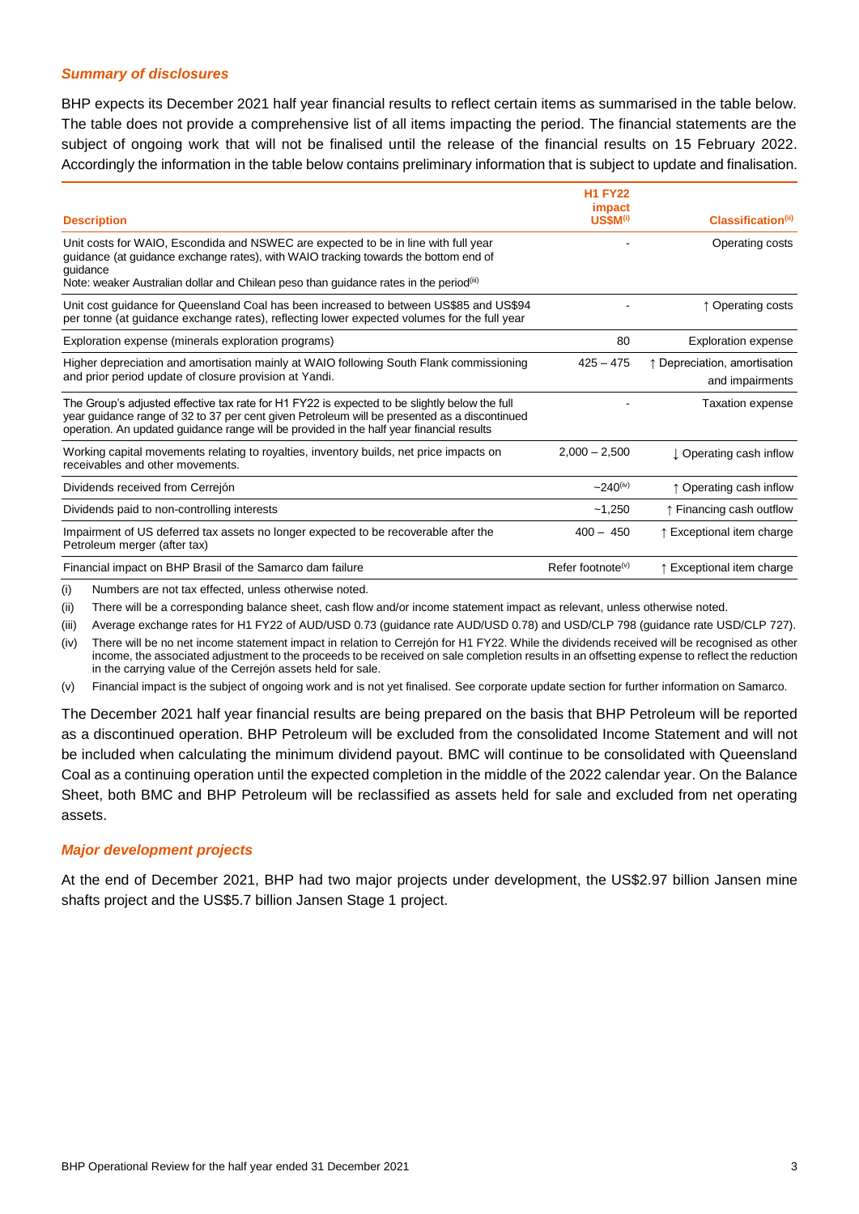### *Summary of disclosures*

BHP expects its December 2021 half year financial results to reflect certain items as summarised in the table below. The table does not provide a comprehensive list of all items impacting the period. The financial statements are the subject of ongoing work that will not be finalised until the release of the financial results on 15 February 2022. Accordingly the information in the table below contains preliminary information that is subject to update and finalisation.

| Description | H1 FY22 impact US$M[(i)] | Classification[(ii)] |
|---|---|---|
| Unit costs for WAIO, Escondida and NSWEC are expected to be in line with full year guidance (at guidance exchange rates), with WAIO tracking towards the bottom end of guidance<br>Note: weaker Australian dollar and Chilean peso than guidance rates in the period[(iii)] | - | Operating costs |
| Unit cost guidance for Queensland Coal has been increased to between US$85 and US$94 per tonne (at guidance exchange rates), reflecting lower expected volumes for the full year | - | ↑ Operating costs |
| Exploration expense (minerals exploration programs) | 80 | Exploration expense |
| Higher depreciation and amortisation mainly at WAIO following South Flank commissioning and prior period update of closure provision at Yandi. | 425 – 475 | ↑ Depreciation, amortisation and impairments |
| The Group's adjusted effective tax rate for H1 FY22 is expected to be slightly below the full year guidance range of 32 to 37 per cent given Petroleum will be presented as a discontinued operation. An updated guidance range will be provided in the half year financial results | - | Taxation expense |
| Working capital movements relating to royalties, inventory builds, net price impacts on receivables and other movements. | 2,000 – 2,500 | ↓ Operating cash inflow |
| Dividends received from Cerrejón | ~240[(iv)] | ↑ Operating cash inflow |
| Dividends paid to non-controlling interests | ~1,250 | ↑ Financing cash outflow |
| Impairment of US deferred tax assets no longer expected to be recoverable after the Petroleum merger (after tax) | 400 – 450 | ↑ Exceptional item charge |
| Financial impact on BHP Brasil of the Samarco dam failure | Refer footnote[(v)] | ↑ Exceptional item charge |

(i) Numbers are not tax effected, unless otherwise noted.

(ii) There will be a corresponding balance sheet, cash flow and/or income statement impact as relevant, unless otherwise noted.

(iii) Average exchange rates for H1 FY22 of AUD/USD 0.73 (guidance rate AUD/USD 0.78) and USD/CLP 798 (guidance rate USD/CLP 727).

(iv) There will be no net income statement impact in relation to Cerrejón for H1 FY22. While the dividends received will be recognised as other income, the associated adjustment to the proceeds to be received on sale completion results in an offsetting expense to reflect the reduction in the carrying value of the Cerrejón assets held for sale.

(v) Financial impact is the subject of ongoing work and is not yet finalised. See corporate update section for further information on Samarco.

The December 2021 half year financial results are being prepared on the basis that BHP Petroleum will be reported as a discontinued operation. BHP Petroleum will be excluded from the consolidated Income Statement and will not be included when calculating the minimum dividend payout. BMC will continue to be consolidated with Queensland Coal as a continuing operation until the expected completion in the middle of the 2022 calendar year. On the Balance Sheet, both BMC and BHP Petroleum will be reclassified as assets held for sale and excluded from net operating assets.

### *Major development projects*

At the end of December 2021, BHP had two major projects under development, the US$2.97 billion Jansen mine shafts project and the US$5.7 billion Jansen Stage 1 project.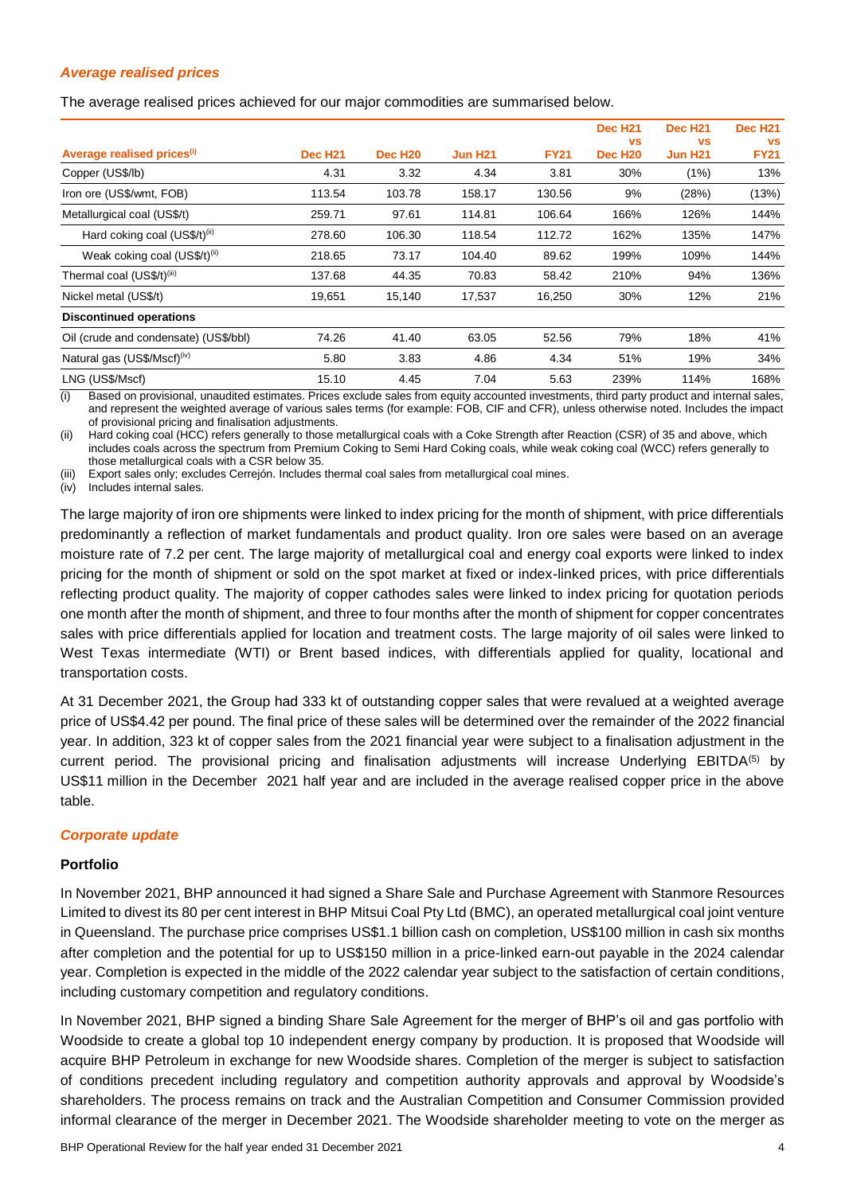### *Average realised prices*

The average realised prices achieved for our major commodities are summarised below.

| Average realised prices[(i)] | Dec H21 | Dec H20 | Jun H21 | FY21 | Dec H21 vs Dec H20 | Dec H21 vs Jun H21 | Dec H21 vs FY21 |
|---|---|---|---|---|---|---|---|
| Copper (US$/lb) | 4.31 | 3.32 | 4.34 | 3.81 | 30% | (1%) | 13% |
| Iron ore (US$/wmt, FOB) | 113.54 | 103.78 | 158.17 | 130.56 | 9% | (28%) | (13%) |
| Metallurgical coal (US$/t) | 259.71 | 97.61 | 114.81 | 106.64 | 166% | 126% | 144% |
| Hard coking coal (US$/t)[(ii)] | 278.60 | 106.30 | 118.54 | 112.72 | 162% | 135% | 147% |
| Weak coking coal (US$/t)[(ii)] | 218.65 | 73.17 | 104.40 | 89.62 | 199% | 109% | 144% |
| Thermal coal (US$/t)[(iii)] | 137.68 | 44.35 | 70.83 | 58.42 | 210% | 94% | 136% |
| Nickel metal (US$/t) | 19,651 | 15,140 | 17,537 | 16,250 | 30% | 12% | 21% |
| **Discontinued operations** | | | | | | | |
| Oil (crude and condensate) (US$/bbl) | 74.26 | 41.40 | 63.05 | 52.56 | 79% | 18% | 41% |
| Natural gas (US$/Mscf)[(iv)] | 5.80 | 3.83 | 4.86 | 4.34 | 51% | 19% | 34% |
| LNG (US$/Mscf) | 15.10 | 4.45 | 7.04 | 5.63 | 239% | 114% | 168% |

(i) Based on provisional, unaudited estimates. Prices exclude sales from equity accounted investments, third party product and internal sales, and represent the weighted average of various sales terms (for example: FOB, CIF and CFR), unless otherwise noted. Includes the impact of provisional pricing and finalisation adjustments.

(ii) Hard coking coal (HCC) refers generally to those metallurgical coals with a Coke Strength after Reaction (CSR) of 35 and above, which includes coals across the spectrum from Premium Coking to Semi Hard Coking coals, while weak coking coal (WCC) refers generally to those metallurgical coals with a CSR below 35.

(iii) Export sales only; excludes Cerrejón. Includes thermal coal sales from metallurgical coal mines.

(iv) Includes internal sales.

The large majority of iron ore shipments were linked to index pricing for the month of shipment, with price differentials predominantly a reflection of market fundamentals and product quality. Iron ore sales were based on an average moisture rate of 7.2 per cent. The large majority of metallurgical coal and energy coal exports were linked to index pricing for the month of shipment or sold on the spot market at fixed or index-linked prices, with price differentials reflecting product quality. The majority of copper cathodes sales were linked to index pricing for quotation periods one month after the month of shipment, and three to four months after the month of shipment for copper concentrates sales with price differentials applied for location and treatment costs. The large majority of oil sales were linked to West Texas intermediate (WTI) or Brent based indices, with differentials applied for quality, locational and transportation costs.

At 31 December 2021, the Group had 333 kt of outstanding copper sales that were revalued at a weighted average price of US$4.42 per pound. The final price of these sales will be determined over the remainder of the 2022 financial year. In addition, 323 kt of copper sales from the 2021 financial year were subject to a finalisation adjustment in the current period. The provisional pricing and finalisation adjustments will increase Underlying EBITDA[(5)] by US$11 million in the December 2021 half year and are included in the average realised copper price in the above table.

### *Corporate update*

**Portfolio**

In November 2021, BHP announced it had signed a Share Sale and Purchase Agreement with Stanmore Resources Limited to divest its 80 per cent interest in BHP Mitsui Coal Pty Ltd (BMC), an operated metallurgical coal joint venture in Queensland. The purchase price comprises US$1.1 billion cash on completion, US$100 million in cash six months after completion and the potential for up to US$150 million in a price-linked earn-out payable in the 2024 calendar year. Completion is expected in the middle of the 2022 calendar year subject to the satisfaction of certain conditions, including customary competition and regulatory conditions.

In November 2021, BHP signed a binding Share Sale Agreement for the merger of BHP's oil and gas portfolio with Woodside to create a global top 10 independent energy company by production. It is proposed that Woodside will acquire BHP Petroleum in exchange for new Woodside shares. Completion of the merger is subject to satisfaction of conditions precedent including regulatory and competition authority approvals and approval by Woodside's shareholders. The process remains on track and the Australian Competition and Consumer Commission provided informal clearance of the merger in December 2021. The Woodside shareholder meeting to vote on the merger as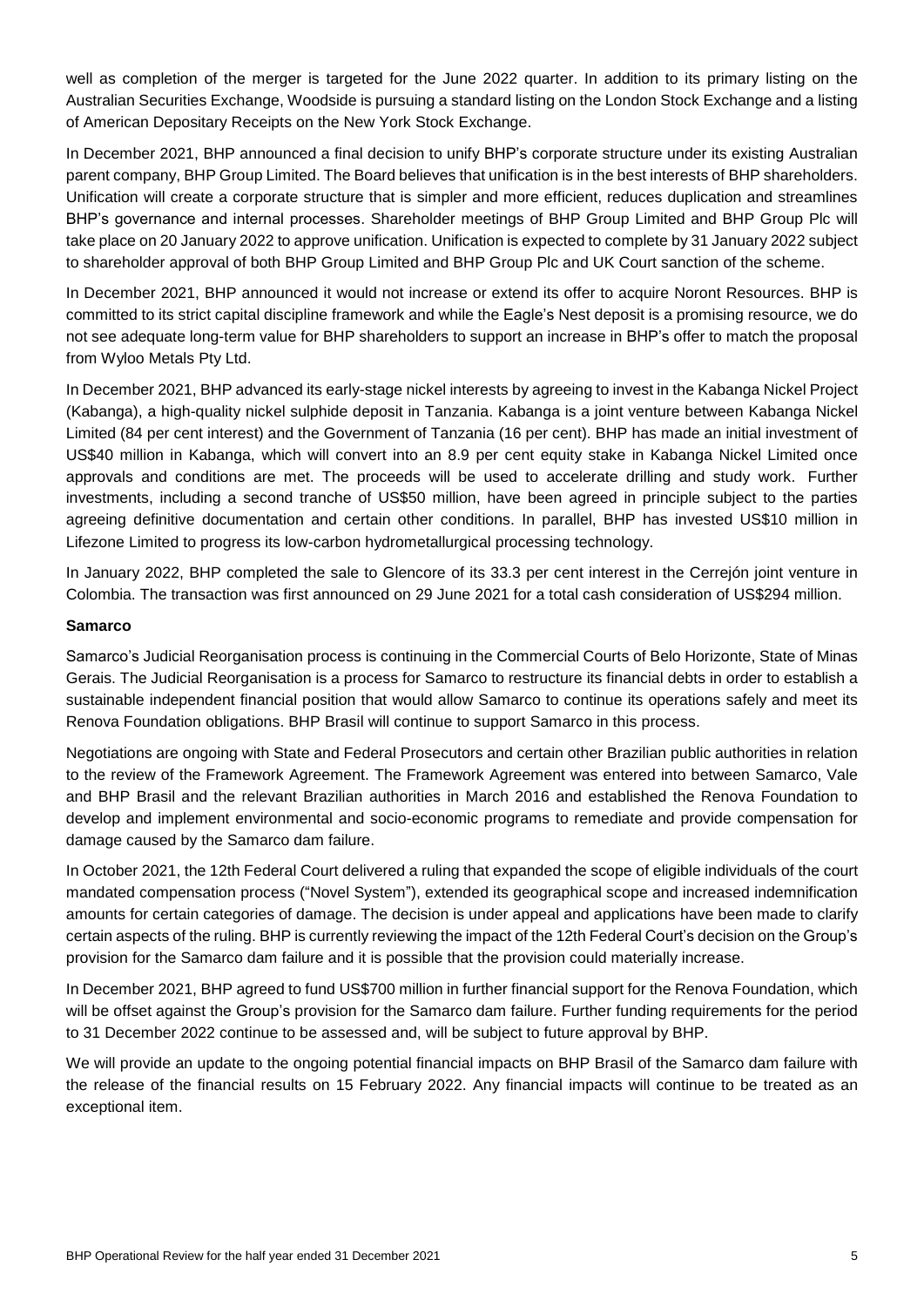well as completion of the merger is targeted for the June 2022 quarter. In addition to its primary listing on the Australian Securities Exchange, Woodside is pursuing a standard listing on the London Stock Exchange and a listing of American Depositary Receipts on the New York Stock Exchange.

In December 2021, BHP announced a final decision to unify BHP's corporate structure under its existing Australian parent company, BHP Group Limited. The Board believes that unification is in the best interests of BHP shareholders. Unification will create a corporate structure that is simpler and more efficient, reduces duplication and streamlines BHP's governance and internal processes. Shareholder meetings of BHP Group Limited and BHP Group Plc will take place on 20 January 2022 to approve unification. Unification is expected to complete by 31 January 2022 subject to shareholder approval of both BHP Group Limited and BHP Group Plc and UK Court sanction of the scheme.

In December 2021, BHP announced it would not increase or extend its offer to acquire Noront Resources. BHP is committed to its strict capital discipline framework and while the Eagle's Nest deposit is a promising resource, we do not see adequate long-term value for BHP shareholders to support an increase in BHP's offer to match the proposal from Wyloo Metals Pty Ltd.

In December 2021, BHP advanced its early-stage nickel interests by agreeing to invest in the Kabanga Nickel Project (Kabanga), a high-quality nickel sulphide deposit in Tanzania. Kabanga is a joint venture between Kabanga Nickel Limited (84 per cent interest) and the Government of Tanzania (16 per cent). BHP has made an initial investment of US$40 million in Kabanga, which will convert into an 8.9 per cent equity stake in Kabanga Nickel Limited once approvals and conditions are met. The proceeds will be used to accelerate drilling and study work. Further investments, including a second tranche of US$50 million, have been agreed in principle subject to the parties agreeing definitive documentation and certain other conditions. In parallel, BHP has invested US$10 million in Lifezone Limited to progress its low-carbon hydrometallurgical processing technology.

In January 2022, BHP completed the sale to Glencore of its 33.3 per cent interest in the Cerrejón joint venture in Colombia. The transaction was first announced on 29 June 2021 for a total cash consideration of US$294 million.

**Samarco**

Samarco's Judicial Reorganisation process is continuing in the Commercial Courts of Belo Horizonte, State of Minas Gerais. The Judicial Reorganisation is a process for Samarco to restructure its financial debts in order to establish a sustainable independent financial position that would allow Samarco to continue its operations safely and meet its Renova Foundation obligations. BHP Brasil will continue to support Samarco in this process.

Negotiations are ongoing with State and Federal Prosecutors and certain other Brazilian public authorities in relation to the review of the Framework Agreement. The Framework Agreement was entered into between Samarco, Vale and BHP Brasil and the relevant Brazilian authorities in March 2016 and established the Renova Foundation to develop and implement environmental and socio-economic programs to remediate and provide compensation for damage caused by the Samarco dam failure.

In October 2021, the 12th Federal Court delivered a ruling that expanded the scope of eligible individuals of the court mandated compensation process ("Novel System"), extended its geographical scope and increased indemnification amounts for certain categories of damage. The decision is under appeal and applications have been made to clarify certain aspects of the ruling. BHP is currently reviewing the impact of the 12th Federal Court's decision on the Group's provision for the Samarco dam failure and it is possible that the provision could materially increase.

In December 2021, BHP agreed to fund US$700 million in further financial support for the Renova Foundation, which will be offset against the Group's provision for the Samarco dam failure. Further funding requirements for the period to 31 December 2022 continue to be assessed and, will be subject to future approval by BHP.

We will provide an update to the ongoing potential financial impacts on BHP Brasil of the Samarco dam failure with the release of the financial results on 15 February 2022. Any financial impacts will continue to be treated as an exceptional item.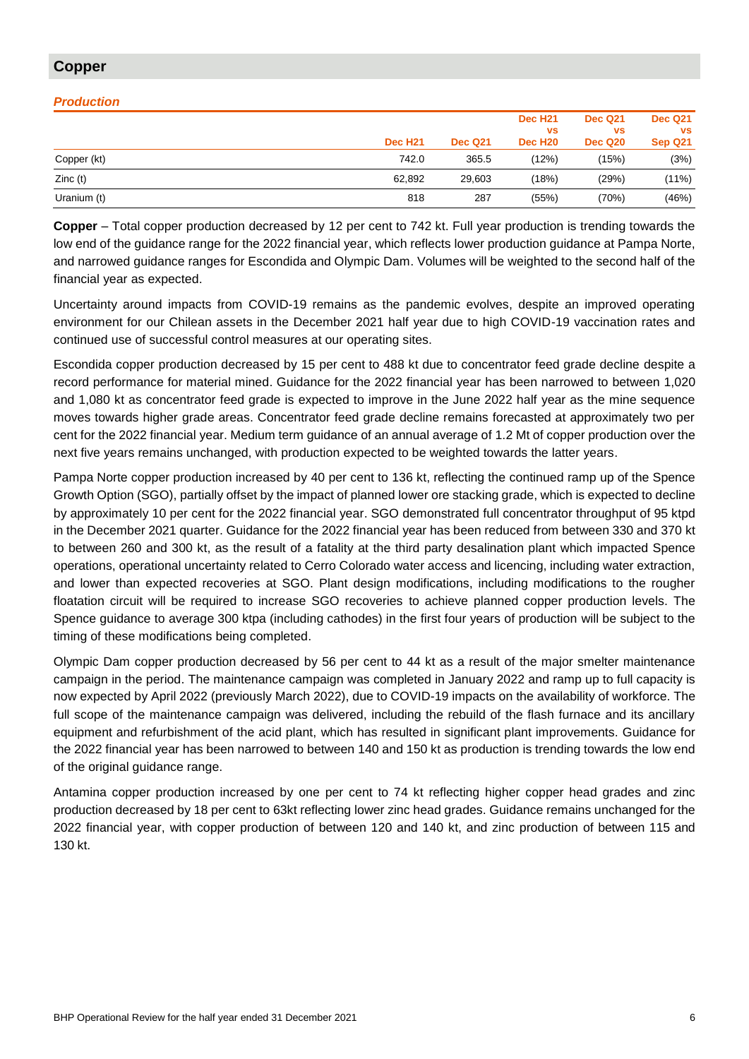## Copper

### *Production*

| | Dec H21 | Dec Q21 | Dec H21 vs Dec H20 | Dec Q21 vs Dec Q20 | Dec Q21 vs Sep Q21 |
|---|---|---|---|---|---|
| Copper (kt) | 742.0 | 365.5 | (12%) | (15%) | (3%) |
| Zinc (t) | 62,892 | 29,603 | (18%) | (29%) | (11%) |
| Uranium (t) | 818 | 287 | (55%) | (70%) | (46%) |

**Copper** – Total copper production decreased by 12 per cent to 742 kt. Full year production is trending towards the low end of the guidance range for the 2022 financial year, which reflects lower production guidance at Pampa Norte, and narrowed guidance ranges for Escondida and Olympic Dam. Volumes will be weighted to the second half of the financial year as expected.

Uncertainty around impacts from COVID-19 remains as the pandemic evolves, despite an improved operating environment for our Chilean assets in the December 2021 half year due to high COVID-19 vaccination rates and continued use of successful control measures at our operating sites.

Escondida copper production decreased by 15 per cent to 488 kt due to concentrator feed grade decline despite a record performance for material mined. Guidance for the 2022 financial year has been narrowed to between 1,020 and 1,080 kt as concentrator feed grade is expected to improve in the June 2022 half year as the mine sequence moves towards higher grade areas. Concentrator feed grade decline remains forecasted at approximately two per cent for the 2022 financial year. Medium term guidance of an annual average of 1.2 Mt of copper production over the next five years remains unchanged, with production expected to be weighted towards the latter years.

Pampa Norte copper production increased by 40 per cent to 136 kt, reflecting the continued ramp up of the Spence Growth Option (SGO), partially offset by the impact of planned lower ore stacking grade, which is expected to decline by approximately 10 per cent for the 2022 financial year. SGO demonstrated full concentrator throughput of 95 ktpd in the December 2021 quarter. Guidance for the 2022 financial year has been reduced from between 330 and 370 kt to between 260 and 300 kt, as the result of a fatality at the third party desalination plant which impacted Spence operations, operational uncertainty related to Cerro Colorado water access and licencing, including water extraction, and lower than expected recoveries at SGO. Plant design modifications, including modifications to the rougher floatation circuit will be required to increase SGO recoveries to achieve planned copper production levels. The Spence guidance to average 300 ktpa (including cathodes) in the first four years of production will be subject to the timing of these modifications being completed.

Olympic Dam copper production decreased by 56 per cent to 44 kt as a result of the major smelter maintenance campaign in the period. The maintenance campaign was completed in January 2022 and ramp up to full capacity is now expected by April 2022 (previously March 2022), due to COVID-19 impacts on the availability of workforce. The full scope of the maintenance campaign was delivered, including the rebuild of the flash furnace and its ancillary equipment and refurbishment of the acid plant, which has resulted in significant plant improvements. Guidance for the 2022 financial year has been narrowed to between 140 and 150 kt as production is trending towards the low end of the original guidance range.

Antamina copper production increased by one per cent to 74 kt reflecting higher copper head grades and zinc production decreased by 18 per cent to 63kt reflecting lower zinc head grades. Guidance remains unchanged for the 2022 financial year, with copper production of between 120 and 140 kt, and zinc production of between 115 and 130 kt.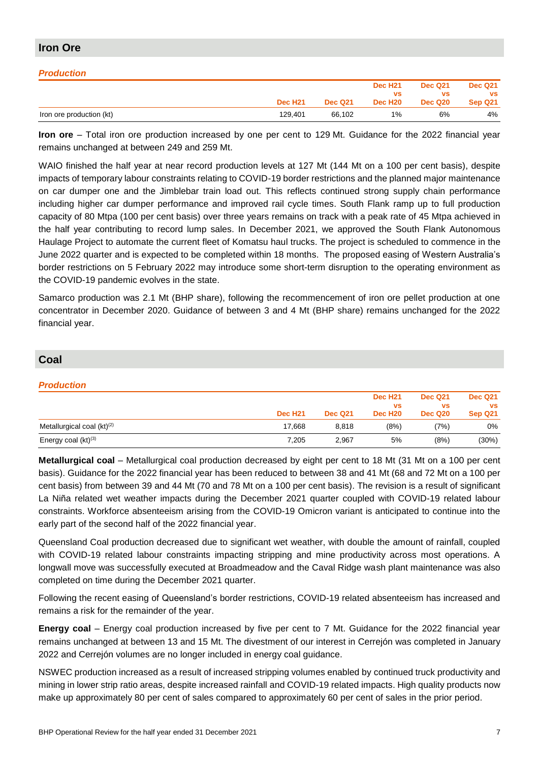## Iron Ore

### *Production*

| | Dec H21 | Dec Q21 | Dec H21 vs Dec H20 | Dec Q21 vs Dec Q20 | Dec Q21 vs Sep Q21 |
|---|---|---|---|---|---|
| Iron ore production (kt) | 129,401 | 66,102 | 1% | 6% | 4% |

**Iron ore** – Total iron ore production increased by one per cent to 129 Mt. Guidance for the 2022 financial year remains unchanged at between 249 and 259 Mt.

WAIO finished the half year at near record production levels at 127 Mt (144 Mt on a 100 per cent basis), despite impacts of temporary labour constraints relating to COVID-19 border restrictions and the planned major maintenance on car dumper one and the Jimblebar train load out. This reflects continued strong supply chain performance including higher car dumper performance and improved rail cycle times. South Flank ramp up to full production capacity of 80 Mtpa (100 per cent basis) over three years remains on track with a peak rate of 45 Mtpa achieved in the half year contributing to record lump sales. In December 2021, we approved the South Flank Autonomous Haulage Project to automate the current fleet of Komatsu haul trucks. The project is scheduled to commence in the June 2022 quarter and is expected to be completed within 18 months. The proposed easing of Western Australia's border restrictions on 5 February 2022 may introduce some short-term disruption to the operating environment as the COVID-19 pandemic evolves in the state.

Samarco production was 2.1 Mt (BHP share), following the recommencement of iron ore pellet production at one concentrator in December 2020. Guidance of between 3 and 4 Mt (BHP share) remains unchanged for the 2022 financial year.

## Coal

### *Production*

| | Dec H21 | Dec Q21 | Dec H21 vs Dec H20 | Dec Q21 vs Dec Q20 | Dec Q21 vs Sep Q21 |
|---|---|---|---|---|---|
| Metallurgical coal (kt)[2] | 17,668 | 8,818 | (8%) | (7%) | 0% |
| Energy coal (kt)[3] | 7,205 | 2,967 | 5% | (8%) | (30%) |

**Metallurgical coal** – Metallurgical coal production decreased by eight per cent to 18 Mt (31 Mt on a 100 per cent basis). Guidance for the 2022 financial year has been reduced to between 38 and 41 Mt (68 and 72 Mt on a 100 per cent basis) from between 39 and 44 Mt (70 and 78 Mt on a 100 per cent basis). The revision is a result of significant La Niña related wet weather impacts during the December 2021 quarter coupled with COVID-19 related labour constraints. Workforce absenteeism arising from the COVID-19 Omicron variant is anticipated to continue into the early part of the second half of the 2022 financial year.

Queensland Coal production decreased due to significant wet weather, with double the amount of rainfall, coupled with COVID-19 related labour constraints impacting stripping and mine productivity across most operations. A longwall move was successfully executed at Broadmeadow and the Caval Ridge wash plant maintenance was also completed on time during the December 2021 quarter.

Following the recent easing of Queensland's border restrictions, COVID-19 related absenteeism has increased and remains a risk for the remainder of the year.

**Energy coal** – Energy coal production increased by five per cent to 7 Mt. Guidance for the 2022 financial year remains unchanged at between 13 and 15 Mt. The divestment of our interest in Cerrejón was completed in January 2022 and Cerrejón volumes are no longer included in energy coal guidance.

NSWEC production increased as a result of increased stripping volumes enabled by continued truck productivity and mining in lower strip ratio areas, despite increased rainfall and COVID-19 related impacts. High quality products now make up approximately 80 per cent of sales compared to approximately 60 per cent of sales in the prior period.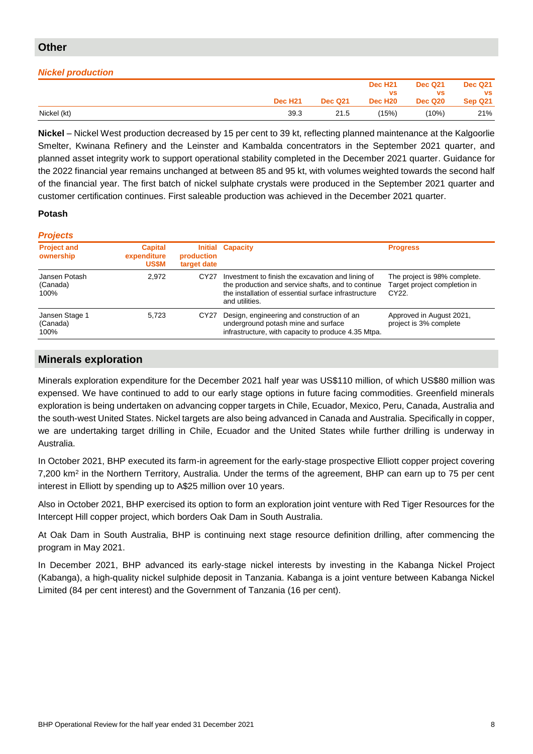## Other

*Nickel production*

| | Dec H21 | Dec Q21 | Dec H21 vs Dec H20 | Dec Q21 vs Dec Q20 | Dec Q21 vs Sep Q21 |
|---|---|---|---|---|---|
| Nickel (kt) | 39.3 | 21.5 | (15%) | (10%) | 21% |

**Nickel** – Nickel West production decreased by 15 per cent to 39 kt, reflecting planned maintenance at the Kalgoorlie Smelter, Kwinana Refinery and the Leinster and Kambalda concentrators in the September 2021 quarter, and planned asset integrity work to support operational stability completed in the December 2021 quarter. Guidance for the 2022 financial year remains unchanged at between 85 and 95 kt, with volumes weighted towards the second half of the financial year. The first batch of nickel sulphate crystals were produced in the September 2021 quarter and customer certification continues. First saleable production was achieved in the December 2021 quarter.

**Potash**

*Projects*

| Project and ownership | Capital expenditure US$M | Initial production target date | Capacity | Progress |
|---|---|---|---|---|
| Jansen Potash (Canada) 100% | 2,972 | CY27 | Investment to finish the excavation and lining of the production and service shafts, and to continue the installation of essential surface infrastructure and utilities. | The project is 98% complete. Target project completion in CY22. |
| Jansen Stage 1 (Canada) 100% | 5,723 | CY27 | Design, engineering and construction of an underground potash mine and surface infrastructure, with capacity to produce 4.35 Mtpa. | Approved in August 2021, project is 3% complete |

## Minerals exploration

Minerals exploration expenditure for the December 2021 half year was US$110 million, of which US$80 million was expensed. We have continued to add to our early stage options in future facing commodities. Greenfield minerals exploration is being undertaken on advancing copper targets in Chile, Ecuador, Mexico, Peru, Canada, Australia and the south-west United States. Nickel targets are also being advanced in Canada and Australia. Specifically in copper, we are undertaking target drilling in Chile, Ecuador and the United States while further drilling is underway in Australia.

In October 2021, BHP executed its farm-in agreement for the early-stage prospective Elliott copper project covering 7,200 km$^2$ in the Northern Territory, Australia. Under the terms of the agreement, BHP can earn up to 75 per cent interest in Elliott by spending up to A$25 million over 10 years.

Also in October 2021, BHP exercised its option to form an exploration joint venture with Red Tiger Resources for the Intercept Hill copper project, which borders Oak Dam in South Australia.

At Oak Dam in South Australia, BHP is continuing next stage resource definition drilling, after commencing the program in May 2021.

In December 2021, BHP advanced its early-stage nickel interests by investing in the Kabanga Nickel Project (Kabanga), a high-quality nickel sulphide deposit in Tanzania. Kabanga is a joint venture between Kabanga Nickel Limited (84 per cent interest) and the Government of Tanzania (16 per cent).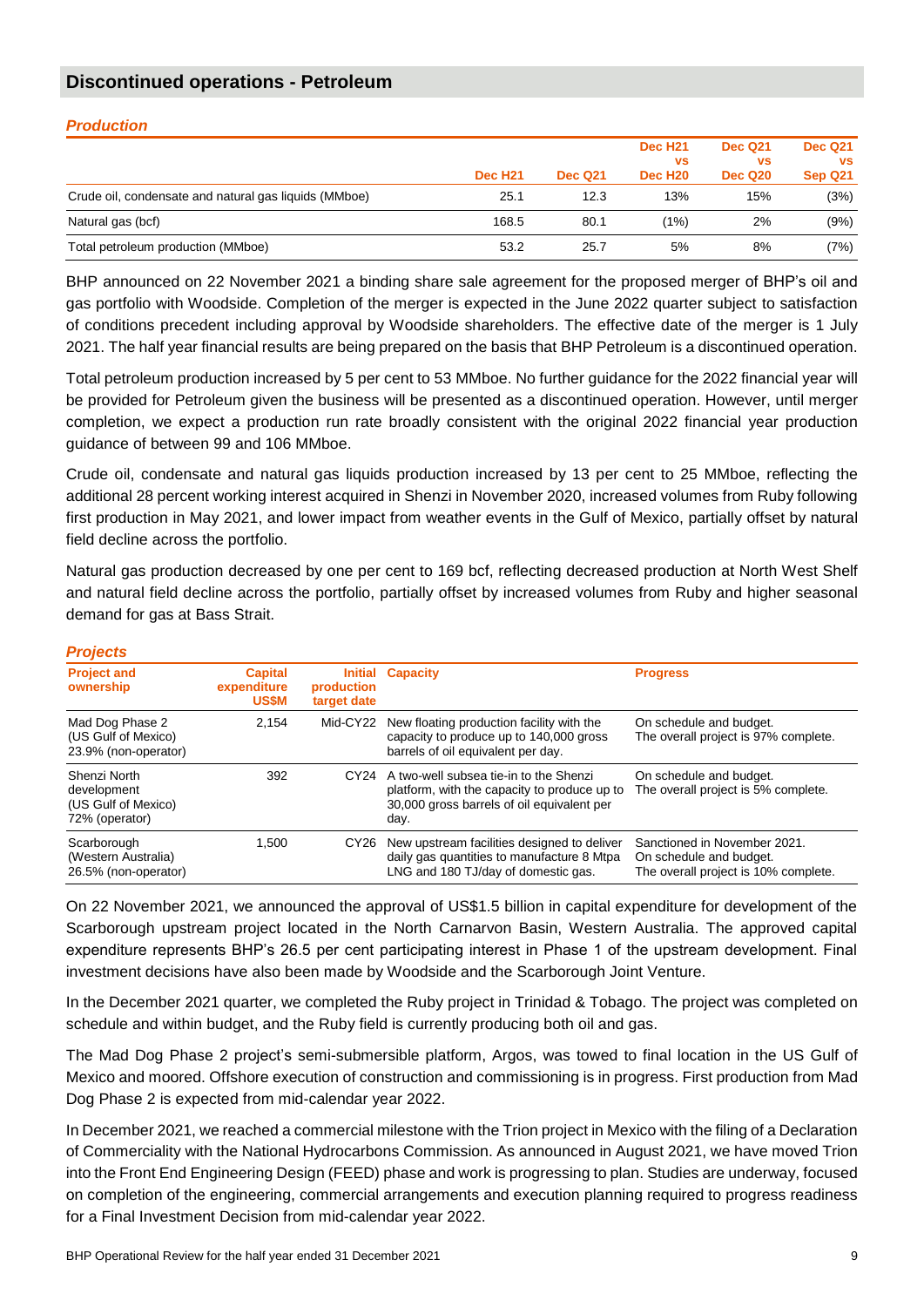## Discontinued operations - Petroleum

### *Production*

| | Dec H21 | Dec Q21 | Dec H21 vs Dec H20 | Dec Q21 vs Dec Q20 | Dec Q21 vs Sep Q21 |
|---|---|---|---|---|---|
| Crude oil, condensate and natural gas liquids (MMboe) | 25.1 | 12.3 | 13% | 15% | (3%) |
| Natural gas (bcf) | 168.5 | 80.1 | (1%) | 2% | (9%) |
| Total petroleum production (MMboe) | 53.2 | 25.7 | 5% | 8% | (7%) |

BHP announced on 22 November 2021 a binding share sale agreement for the proposed merger of BHP's oil and gas portfolio with Woodside. Completion of the merger is expected in the June 2022 quarter subject to satisfaction of conditions precedent including approval by Woodside shareholders. The effective date of the merger is 1 July 2021. The half year financial results are being prepared on the basis that BHP Petroleum is a discontinued operation.

Total petroleum production increased by 5 per cent to 53 MMboe. No further guidance for the 2022 financial year will be provided for Petroleum given the business will be presented as a discontinued operation. However, until merger completion, we expect a production run rate broadly consistent with the original 2022 financial year production guidance of between 99 and 106 MMboe.

Crude oil, condensate and natural gas liquids production increased by 13 per cent to 25 MMboe, reflecting the additional 28 percent working interest acquired in Shenzi in November 2020, increased volumes from Ruby following first production in May 2021, and lower impact from weather events in the Gulf of Mexico, partially offset by natural field decline across the portfolio.

Natural gas production decreased by one per cent to 169 bcf, reflecting decreased production at North West Shelf and natural field decline across the portfolio, partially offset by increased volumes from Ruby and higher seasonal demand for gas at Bass Strait.

### *Projects*

| Project and ownership | Capital expenditure US$M | Initial production target date | Capacity | Progress |
|---|---|---|---|---|
| Mad Dog Phase 2 (US Gulf of Mexico) 23.9% (non-operator) | 2,154 | Mid-CY22 | New floating production facility with the capacity to produce up to 140,000 gross barrels of oil equivalent per day. | On schedule and budget. The overall project is 97% complete. |
| Shenzi North development (US Gulf of Mexico) 72% (operator) | 392 | CY24 | A two-well subsea tie-in to the Shenzi platform, with the capacity to produce up to 30,000 gross barrels of oil equivalent per day. | On schedule and budget. The overall project is 5% complete. |
| Scarborough (Western Australia) 26.5% (non-operator) | 1,500 | CY26 | New upstream facilities designed to deliver daily gas quantities to manufacture 8 Mtpa LNG and 180 TJ/day of domestic gas. | Sanctioned in November 2021. On schedule and budget. The overall project is 10% complete. |

On 22 November 2021, we announced the approval of US$1.5 billion in capital expenditure for development of the Scarborough upstream project located in the North Carnarvon Basin, Western Australia. The approved capital expenditure represents BHP's 26.5 per cent participating interest in Phase 1 of the upstream development. Final investment decisions have also been made by Woodside and the Scarborough Joint Venture.

In the December 2021 quarter, we completed the Ruby project in Trinidad & Tobago. The project was completed on schedule and within budget, and the Ruby field is currently producing both oil and gas.

The Mad Dog Phase 2 project's semi-submersible platform, Argos, was towed to final location in the US Gulf of Mexico and moored. Offshore execution of construction and commissioning is in progress. First production from Mad Dog Phase 2 is expected from mid-calendar year 2022.

In December 2021, we reached a commercial milestone with the Trion project in Mexico with the filing of a Declaration of Commerciality with the National Hydrocarbons Commission. As announced in August 2021, we have moved Trion into the Front End Engineering Design (FEED) phase and work is progressing to plan. Studies are underway, focused on completion of the engineering, commercial arrangements and execution planning required to progress readiness for a Final Investment Decision from mid-calendar year 2022.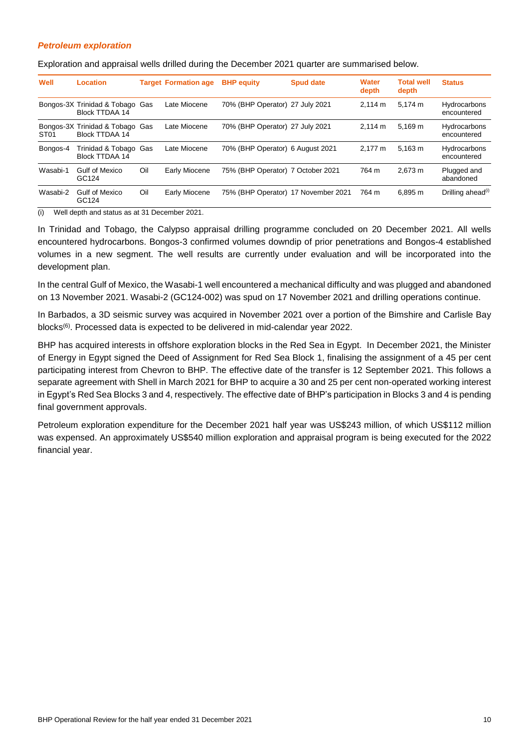### *Petroleum exploration*

Exploration and appraisal wells drilled during the December 2021 quarter are summarised below.

| Well | Location | Target | Formation age | BHP equity | Spud date | Water depth | Total well depth | Status |
|---|---|---|---|---|---|---|---|---|
| Bongos-3X | Trinidad & Tobago Block TTDAA 14 | Gas | Late Miocene | 70% (BHP Operator) | 27 July 2021 | 2,114 m | 5,174 m | Hydrocarbons encountered |
| Bongos-3X ST01 | Trinidad & Tobago Block TTDAA 14 | Gas | Late Miocene | 70% (BHP Operator) | 27 July 2021 | 2,114 m | 5,169 m | Hydrocarbons encountered |
| Bongos-4 | Trinidad & Tobago Block TTDAA 14 | Gas | Late Miocene | 70% (BHP Operator) | 6 August 2021 | 2,177 m | 5,163 m | Hydrocarbons encountered |
| Wasabi-1 | Gulf of Mexico GC124 | Oil | Early Miocene | 75% (BHP Operator) | 7 October 2021 | 764 m | 2,673 m | Plugged and abandoned |
| Wasabi-2 | Gulf of Mexico GC124 | Oil | Early Miocene | 75% (BHP Operator) | 17 November 2021 | 764 m | 6,895 m | Drilling ahead(i) |

(i) Well depth and status as at 31 December 2021.

In Trinidad and Tobago, the Calypso appraisal drilling programme concluded on 20 December 2021. All wells encountered hydrocarbons. Bongos-3 confirmed volumes downdip of prior penetrations and Bongos-4 established volumes in a new segment. The well results are currently under evaluation and will be incorporated into the development plan.

In the central Gulf of Mexico, the Wasabi-1 well encountered a mechanical difficulty and was plugged and abandoned on 13 November 2021. Wasabi-2 (GC124-002) was spud on 17 November 2021 and drilling operations continue.

In Barbados, a 3D seismic survey was acquired in November 2021 over a portion of the Bimshire and Carlisle Bay blocks(6). Processed data is expected to be delivered in mid-calendar year 2022.

BHP has acquired interests in offshore exploration blocks in the Red Sea in Egypt. In December 2021, the Minister of Energy in Egypt signed the Deed of Assignment for Red Sea Block 1, finalising the assignment of a 45 per cent participating interest from Chevron to BHP. The effective date of the transfer is 12 September 2021. This follows a separate agreement with Shell in March 2021 for BHP to acquire a 30 and 25 per cent non-operated working interest in Egypt's Red Sea Blocks 3 and 4, respectively. The effective date of BHP's participation in Blocks 3 and 4 is pending final government approvals.

Petroleum exploration expenditure for the December 2021 half year was US$243 million, of which US$112 million was expensed. An approximately US$540 million exploration and appraisal program is being executed for the 2022 financial year.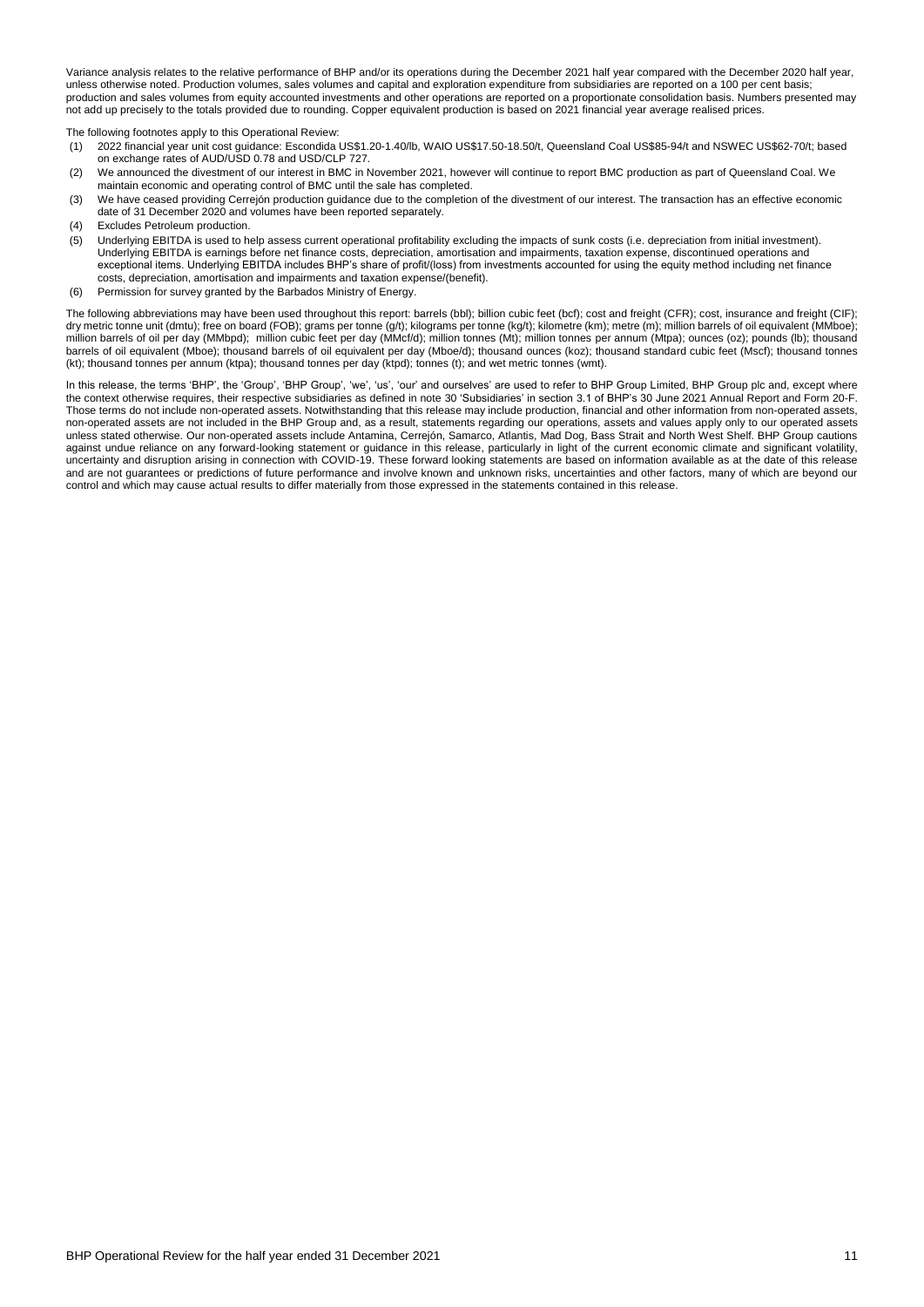Variance analysis relates to the relative performance of BHP and/or its operations during the December 2021 half year compared with the December 2020 half year, unless otherwise noted. Production volumes, sales volumes and capital and exploration expenditure from subsidiaries are reported on a 100 per cent basis; production and sales volumes from equity accounted investments and other operations are reported on a proportionate consolidation basis. Numbers presented may not add up precisely to the totals provided due to rounding. Copper equivalent production is based on 2021 financial year average realised prices.

The following footnotes apply to this Operational Review:

(1) 2022 financial year unit cost guidance: Escondida US$1.20-1.40/lb, WAIO US$17.50-18.50/t, Queensland Coal US$85-94/t and NSWEC US$62-70/t; based on exchange rates of AUD/USD 0.78 and USD/CLP 727.

(2) We announced the divestment of our interest in BMC in November 2021, however will continue to report BMC production as part of Queensland Coal. We maintain economic and operating control of BMC until the sale has completed.

(3) We have ceased providing Cerrejón production guidance due to the completion of the divestment of our interest. The transaction has an effective economic date of 31 December 2020 and volumes have been reported separately.

(4) Excludes Petroleum production.

(5) Underlying EBITDA is used to help assess current operational profitability excluding the impacts of sunk costs (i.e. depreciation from initial investment). Underlying EBITDA is earnings before net finance costs, depreciation, amortisation and impairments, taxation expense, discontinued operations and exceptional items. Underlying EBITDA includes BHP's share of profit/(loss) from investments accounted for using the equity method including net finance costs, depreciation, amortisation and impairments and taxation expense/(benefit).

(6) Permission for survey granted by the Barbados Ministry of Energy.

The following abbreviations may have been used throughout this report: barrels (bbl); billion cubic feet (bcf); cost and freight (CFR); cost, insurance and freight (CIF); dry metric tonne unit (dmtu); free on board (FOB); grams per tonne (g/t); kilograms per tonne (kg/t); kilometre (km); metre (m); million barrels of oil equivalent (MMboe); million barrels of oil per day (MMbpd); million cubic feet per day (MMcf/d); million tonnes (Mt); million tonnes per annum (Mtpa); ounces (oz); pounds (lb); thousand barrels of oil equivalent (Mboe); thousand barrels of oil equivalent per day (Mboe/d); thousand ounces (koz); thousand standard cubic feet (Mscf); thousand tonnes (kt); thousand tonnes per annum (ktpa); thousand tonnes per day (ktpd); tonnes (t); and wet metric tonnes (wmt).

In this release, the terms 'BHP', the 'Group', 'BHP Group', 'we', 'us', 'our' and ourselves' are used to refer to BHP Group Limited, BHP Group plc and, except where the context otherwise requires, their respective subsidiaries as defined in note 30 'Subsidiaries' in section 3.1 of BHP's 30 June 2021 Annual Report and Form 20-F. Those terms do not include non-operated assets. Notwithstanding that this release may include production, financial and other information from non-operated assets, non-operated assets are not included in the BHP Group and, as a result, statements regarding our operations, assets and values apply only to our operated assets unless stated otherwise. Our non-operated assets include Antamina, Cerrejón, Samarco, Atlantis, Mad Dog, Bass Strait and North West Shelf. BHP Group cautions against undue reliance on any forward-looking statement or guidance in this release, particularly in light of the current economic climate and significant volatility, uncertainty and disruption arising in connection with COVID-19. These forward looking statements are based on information available as at the date of this release and are not guarantees or predictions of future performance and involve known and unknown risks, uncertainties and other factors, many of which are beyond our control and which may cause actual results to differ materially from those expressed in the statements contained in this release.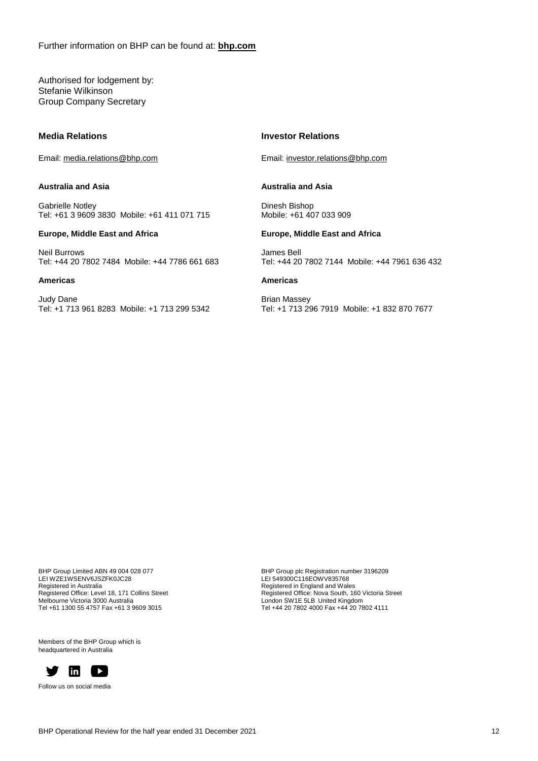Further information on BHP can be found at: **bhp.com**

Authorised for lodgement by:
Stefanie Wilkinson
Group Company Secretary

### Media Relations

Email: media.relations@bhp.com

**Australia and Asia**

Gabrielle Notley
Tel: +61 3 9609 3830 Mobile: +61 411 071 715

**Europe, Middle East and Africa**

Neil Burrows
Tel: +44 20 7802 7484 Mobile: +44 7786 661 683

**Americas**

Judy Dane
Tel: +1 713 961 8283 Mobile: +1 713 299 5342

### Investor Relations

Email: investor.relations@bhp.com

**Australia and Asia**

Dinesh Bishop
Mobile: +61 407 033 909

**Europe, Middle East and Africa**

James Bell
Tel: +44 20 7802 7144 Mobile: +44 7961 636 432

**Americas**

Brian Massey
Tel: +1 713 296 7919 Mobile: +1 832 870 7677

BHP Group Limited ABN 49 004 028 077
LEI WZE1WSENV6JSZFK0JC28
Registered in Australia
Registered Office: Level 18, 171 Collins Street
Melbourne Victoria 3000 Australia
Tel +61 1300 55 4757 Fax +61 3 9609 3015

BHP Group plc Registration number 3196209
LEI 549300C116EOWV835768
Registered in England and Wales
Registered Office: Nova South, 160 Victoria Street
London SW1E 5LB United Kingdom
Tel +44 20 7802 4000 Fax +44 20 7802 4111

Members of the BHP Group which is
headquartered in Australia

Follow us on social media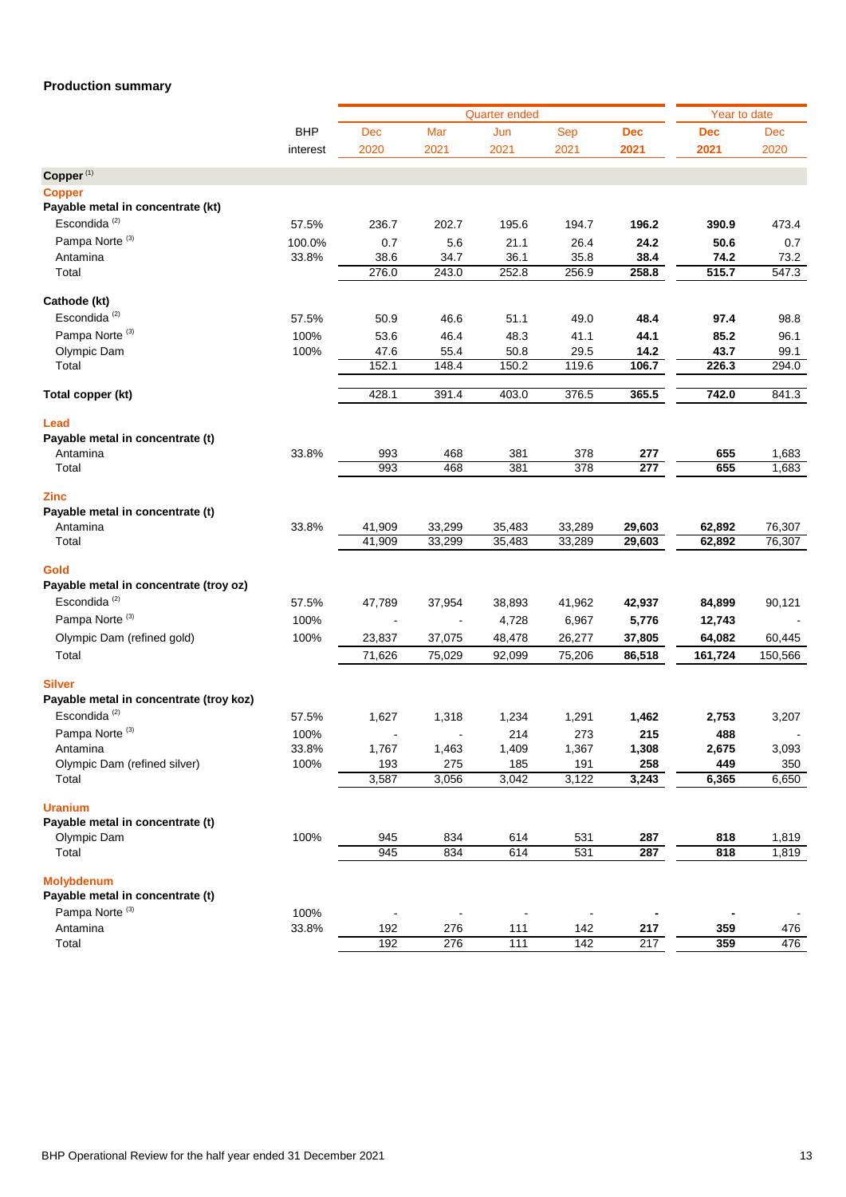## Production summary

| | BHP interest | Quarter ended | | | | | Year to date | |
|---|---|---|---|---|---|---|---|---|
| | | Dec 2020 | Mar 2021 | Jun 2021 | Sep 2021 | **Dec 2021** | **Dec 2021** | Dec 2020 |
| **Copper** [1] | | | | | | | | |
| **Copper** | | | | | | | | |
| **Payable metal in concentrate (kt)** | | | | | | | | |
| Escondida [2] | 57.5% | 236.7 | 202.7 | 195.6 | 194.7 | **196.2** | **390.9** | 473.4 |
| Pampa Norte [3] | 100.0% | 0.7 | 5.6 | 21.1 | 26.4 | **24.2** | **50.6** | 0.7 |
| Antamina | 33.8% | 38.6 | 34.7 | 36.1 | 35.8 | **38.4** | **74.2** | 73.2 |
| Total | | 276.0 | 243.0 | 252.8 | 256.9 | **258.8** | **515.7** | 547.3 |
| **Cathode (kt)** | | | | | | | | |
| Escondida [2] | 57.5% | 50.9 | 46.6 | 51.1 | 49.0 | **48.4** | **97.4** | 98.8 |
| Pampa Norte [3] | 100% | 53.6 | 46.4 | 48.3 | 41.1 | **44.1** | **85.2** | 96.1 |
| Olympic Dam | 100% | 47.6 | 55.4 | 50.8 | 29.5 | **14.2** | **43.7** | 99.1 |
| Total | | 152.1 | 148.4 | 150.2 | 119.6 | **106.7** | **226.3** | 294.0 |
| **Total copper (kt)** | | 428.1 | 391.4 | 403.0 | 376.5 | **365.5** | **742.0** | 841.3 |
| **Lead** | | | | | | | | |
| **Payable metal in concentrate (t)** | | | | | | | | |
| Antamina | 33.8% | 993 | 468 | 381 | 378 | **277** | **655** | 1,683 |
| Total | | 993 | 468 | 381 | 378 | **277** | **655** | 1,683 |
| **Zinc** | | | | | | | | |
| **Payable metal in concentrate (t)** | | | | | | | | |
| Antamina | 33.8% | 41,909 | 33,299 | 35,483 | 33,289 | **29,603** | **62,892** | 76,307 |
| Total | | 41,909 | 33,299 | 35,483 | 33,289 | **29,603** | **62,892** | 76,307 |
| **Gold** | | | | | | | | |
| **Payable metal in concentrate (troy oz)** | | | | | | | | |
| Escondida [2] | 57.5% | 47,789 | 37,954 | 38,893 | 41,962 | **42,937** | **84,899** | 90,121 |
| Pampa Norte [3] | 100% | - | - | 4,728 | 6,967 | **5,776** | **12,743** | - |
| Olympic Dam (refined gold) | 100% | 23,837 | 37,075 | 48,478 | 26,277 | **37,805** | **64,082** | 60,445 |
| Total | | 71,626 | 75,029 | 92,099 | 75,206 | **86,518** | **161,724** | 150,566 |
| **Silver** | | | | | | | | |
| **Payable metal in concentrate (troy koz)** | | | | | | | | |
| Escondida [2] | 57.5% | 1,627 | 1,318 | 1,234 | 1,291 | **1,462** | **2,753** | 3,207 |
| Pampa Norte [3] | 100% | - | - | 214 | 273 | **215** | **488** | - |
| Antamina | 33.8% | 1,767 | 1,463 | 1,409 | 1,367 | **1,308** | **2,675** | 3,093 |
| Olympic Dam (refined silver) | 100% | 193 | 275 | 185 | 191 | **258** | **449** | 350 |
| Total | | 3,587 | 3,056 | 3,042 | 3,122 | **3,243** | **6,365** | 6,650 |
| **Uranium** | | | | | | | | |
| **Payable metal in concentrate (t)** | | | | | | | | |
| Olympic Dam | 100% | 945 | 834 | 614 | 531 | **287** | **818** | 1,819 |
| Total | | 945 | 834 | 614 | 531 | **287** | **818** | 1,819 |
| **Molybdenum** | | | | | | | | |
| **Payable metal in concentrate (t)** | | | | | | | | |
| Pampa Norte [3] | 100% | - | - | - | - | **-** | **-** | - |
| Antamina | 33.8% | 192 | 276 | 111 | 142 | **217** | **359** | 476 |
| Total | | 192 | 276 | 111 | 142 | **217** | **359** | 476 |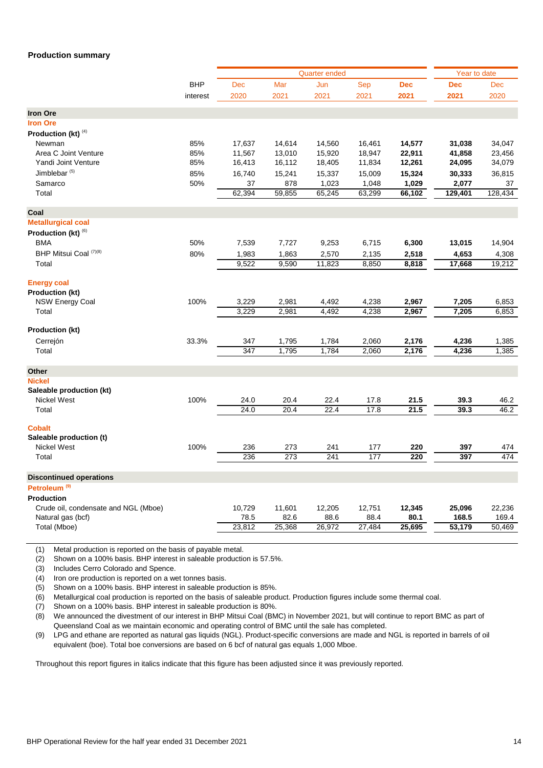## Production summary

| | BHP interest | Quarter ended Dec 2020 | Mar 2021 | Jun 2021 | Sep 2021 | Dec 2021 | Year to date Dec 2021 | Dec 2020 |
|---|---|---|---|---|---|---|---|---|
| **Iron Ore** | | | | | | | | |
| **Iron Ore** | | | | | | | | |
| **Production (kt)** [4] | | | | | | | | |
| Newman | 85% | 17,637 | 14,614 | 14,560 | 16,461 | **14,577** | **31,038** | 34,047 |
| Area C Joint Venture | 85% | 11,567 | 13,010 | 15,920 | 18,947 | **22,911** | **41,858** | 23,456 |
| Yandi Joint Venture | 85% | 16,413 | 16,112 | 18,405 | 11,834 | **12,261** | **24,095** | 34,079 |
| Jimblebar [5] | 85% | 16,740 | 15,241 | 15,337 | 15,009 | **15,324** | **30,333** | 36,815 |
| Samarco | 50% | 37 | 878 | 1,023 | 1,048 | **1,029** | **2,077** | 37 |
| Total | | 62,394 | 59,855 | 65,245 | 63,299 | **66,102** | **129,401** | 128,434 |
| **Coal** | | | | | | | | |
| **Metallurgical coal** | | | | | | | | |
| **Production (kt)** [6] | | | | | | | | |
| BMA | 50% | 7,539 | 7,727 | 9,253 | 6,715 | **6,300** | **13,015** | 14,904 |
| BHP Mitsui Coal [7][8] | 80% | 1,983 | 1,863 | 2,570 | 2,135 | **2,518** | **4,653** | 4,308 |
| Total | | 9,522 | 9,590 | 11,823 | 8,850 | **8,818** | **17,668** | 19,212 |
| **Energy coal** | | | | | | | | |
| **Production (kt)** | | | | | | | | |
| NSW Energy Coal | 100% | 3,229 | 2,981 | 4,492 | 4,238 | **2,967** | **7,205** | 6,853 |
| Total | | 3,229 | 2,981 | 4,492 | 4,238 | **2,967** | **7,205** | 6,853 |
| **Production (kt)** | | | | | | | | |
| Cerrejón | 33.3% | 347 | 1,795 | 1,784 | 2,060 | **2,176** | **4,236** | 1,385 |
| Total | | 347 | 1,795 | 1,784 | 2,060 | **2,176** | **4,236** | 1,385 |
| **Other** | | | | | | | | |
| **Nickel** | | | | | | | | |
| **Saleable production (kt)** | | | | | | | | |
| Nickel West | 100% | 24.0 | 20.4 | 22.4 | 17.8 | **21.5** | **39.3** | 46.2 |
| Total | | 24.0 | 20.4 | 22.4 | 17.8 | **21.5** | **39.3** | 46.2 |
| **Cobalt** | | | | | | | | |
| **Saleable production (t)** | | | | | | | | |
| Nickel West | 100% | 236 | 273 | 241 | 177 | **220** | **397** | 474 |
| Total | | 236 | 273 | 241 | 177 | **220** | **397** | 474 |
| **Discontinued operations** | | | | | | | | |
| **Petroleum** [9] | | | | | | | | |
| **Production** | | | | | | | | |
| Crude oil, condensate and NGL (Mboe) | | 10,729 | 11,601 | 12,205 | 12,751 | **12,345** | **25,096** | 22,236 |
| Natural gas (bcf) | | 78.5 | 82.6 | 88.6 | 88.4 | **80.1** | **168.5** | 169.4 |
| Total (Mboe) | | 23,812 | 25,368 | 26,972 | 27,484 | **25,695** | **53,179** | 50,469 |

(1) Metal production is reported on the basis of payable metal.
(2) Shown on a 100% basis. BHP interest in saleable production is 57.5%.
(3) Includes Cerro Colorado and Spence.
(4) Iron ore production is reported on a wet tonnes basis.
(5) Shown on a 100% basis. BHP interest in saleable production is 85%.
(6) Metallurgical coal production is reported on the basis of saleable product. Production figures include some thermal coal.
(7) Shown on a 100% basis. BHP interest in saleable production is 80%.
(8) We announced the divestment of our interest in BHP Mitsui Coal (BMC) in November 2021, but will continue to report BMC as part of Queensland Coal as we maintain economic and operating control of BMC until the sale has completed.
(9) LPG and ethane are reported as natural gas liquids (NGL). Product-specific conversions are made and NGL is reported in barrels of oil equivalent (boe). Total boe conversions are based on 6 bcf of natural gas equals 1,000 Mboe.

Throughout this report figures in italics indicate that this figure has been adjusted since it was previously reported.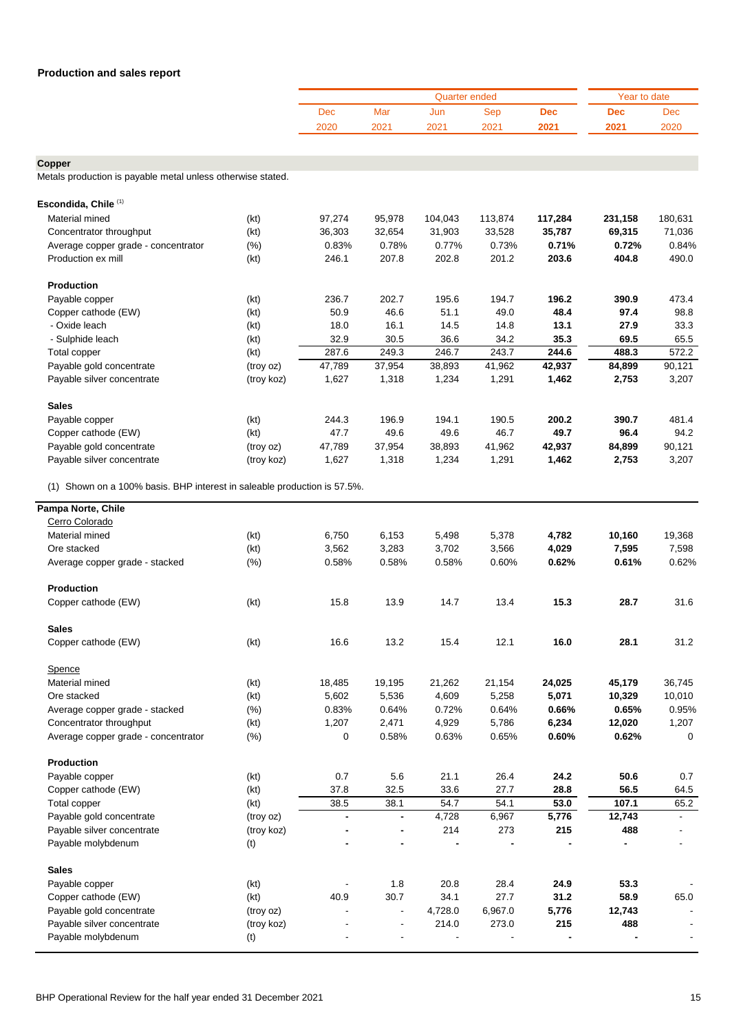## Production and sales report

| | | Quarter ended | | | | | Year to date | |
|---|---|---|---|---|---|---|---|---|
| | | Dec 2020 | Mar 2021 | Jun 2021 | Sep 2021 | **Dec 2021** | **Dec 2021** | Dec 2020 |
| **Copper** | | | | | | | | |
| Metals production is payable metal unless otherwise stated. | | | | | | | | |
| **Escondida, Chile** [(1)] | | | | | | | | |
| Material mined | (kt) | 97,274 | 95,978 | 104,043 | 113,874 | **117,284** | **231,158** | 180,631 |
| Concentrator throughput | (kt) | 36,303 | 32,654 | 31,903 | 33,528 | **35,787** | **69,315** | 71,036 |
| Average copper grade - concentrator | (%) | 0.83% | 0.78% | 0.77% | 0.73% | **0.71%** | **0.72%** | 0.84% |
| Production ex mill | (kt) | 246.1 | 207.8 | 202.8 | 201.2 | **203.6** | **404.8** | 490.0 |
| **Production** | | | | | | | | |
| Payable copper | (kt) | 236.7 | 202.7 | 195.6 | 194.7 | **196.2** | **390.9** | 473.4 |
| Copper cathode (EW) | (kt) | 50.9 | 46.6 | 51.1 | 49.0 | **48.4** | **97.4** | 98.8 |
| - Oxide leach | (kt) | 18.0 | 16.1 | 14.5 | 14.8 | **13.1** | **27.9** | 33.3 |
| - Sulphide leach | (kt) | 32.9 | 30.5 | 36.6 | 34.2 | **35.3** | **69.5** | 65.5 |
| Total copper | (kt) | 287.6 | 249.3 | 246.7 | 243.7 | **244.6** | **488.3** | 572.2 |
| Payable gold concentrate | (troy oz) | 47,789 | 37,954 | 38,893 | 41,962 | **42,937** | **84,899** | 90,121 |
| Payable silver concentrate | (troy koz) | 1,627 | 1,318 | 1,234 | 1,291 | **1,462** | **2,753** | 3,207 |
| **Sales** | | | | | | | | |
| Payable copper | (kt) | 244.3 | 196.9 | 194.1 | 190.5 | **200.2** | **390.7** | 481.4 |
| Copper cathode (EW) | (kt) | 47.7 | 49.6 | 49.6 | 46.7 | **49.7** | **96.4** | 94.2 |
| Payable gold concentrate | (troy oz) | 47,789 | 37,954 | 38,893 | 41,962 | **42,937** | **84,899** | 90,121 |
| Payable silver concentrate | (troy koz) | 1,627 | 1,318 | 1,234 | 1,291 | **1,462** | **2,753** | 3,207 |

(1) Shown on a 100% basis. BHP interest in saleable production is 57.5%.

| | | Dec 2020 | Mar 2021 | Jun 2021 | Sep 2021 | **Dec 2021** | **Dec 2021 YTD** | Dec 2020 YTD |
|---|---|---|---|---|---|---|---|---|
| **Pampa Norte, Chile** | | | | | | | | |
| Cerro Colorado | | | | | | | | |
| Material mined | (kt) | 6,750 | 6,153 | 5,498 | 5,378 | **4,782** | **10,160** | 19,368 |
| Ore stacked | (kt) | 3,562 | 3,283 | 3,702 | 3,566 | **4,029** | **7,595** | 7,598 |
| Average copper grade - stacked | (%) | 0.58% | 0.58% | 0.58% | 0.60% | **0.62%** | **0.61%** | 0.62% |
| **Production** | | | | | | | | |
| Copper cathode (EW) | (kt) | 15.8 | 13.9 | 14.7 | 13.4 | **15.3** | **28.7** | 31.6 |
| **Sales** | | | | | | | | |
| Copper cathode (EW) | (kt) | 16.6 | 13.2 | 15.4 | 12.1 | **16.0** | **28.1** | 31.2 |
| Spence | | | | | | | | |
| Material mined | (kt) | 18,485 | 19,195 | 21,262 | 21,154 | **24,025** | **45,179** | 36,745 |
| Ore stacked | (kt) | 5,602 | 5,536 | 4,609 | 5,258 | **5,071** | **10,329** | 10,010 |
| Average copper grade - stacked | (%) | 0.83% | 0.64% | 0.72% | 0.64% | **0.66%** | **0.65%** | 0.95% |
| Concentrator throughput | (kt) | 1,207 | 2,471 | 4,929 | 5,786 | **6,234** | **12,020** | 1,207 |
| Average copper grade - concentrator | (%) | 0 | 0.58% | 0.63% | 0.65% | **0.60%** | **0.62%** | 0 |
| **Production** | | | | | | | | |
| Payable copper | (kt) | 0.7 | 5.6 | 21.1 | 26.4 | **24.2** | **50.6** | 0.7 |
| Copper cathode (EW) | (kt) | 37.8 | 32.5 | 33.6 | 27.7 | **28.8** | **56.5** | 64.5 |
| Total copper | (kt) | 38.5 | 38.1 | 54.7 | 54.1 | **53.0** | **107.1** | 65.2 |
| Payable gold concentrate | (troy oz) | - | - | 4,728 | 6,967 | **5,776** | **12,743** | - |
| Payable silver concentrate | (troy koz) | - | - | 214 | 273 | **215** | **488** | - |
| Payable molybdenum | (t) | - | - | - | - | **-** | **-** | - |
| **Sales** | | | | | | | | |
| Payable copper | (kt) | - | 1.8 | 20.8 | 28.4 | **24.9** | **53.3** | - |
| Copper cathode (EW) | (kt) | 40.9 | 30.7 | 34.1 | 27.7 | **31.2** | **58.9** | 65.0 |
| Payable gold concentrate | (troy oz) | - | - | 4,728.0 | 6,967.0 | **5,776** | **12,743** | - |
| Payable silver concentrate | (troy koz) | - | - | 214.0 | 273.0 | **215** | **488** | - |
| Payable molybdenum | (t) | - | - | - | - | **-** | **-** | - |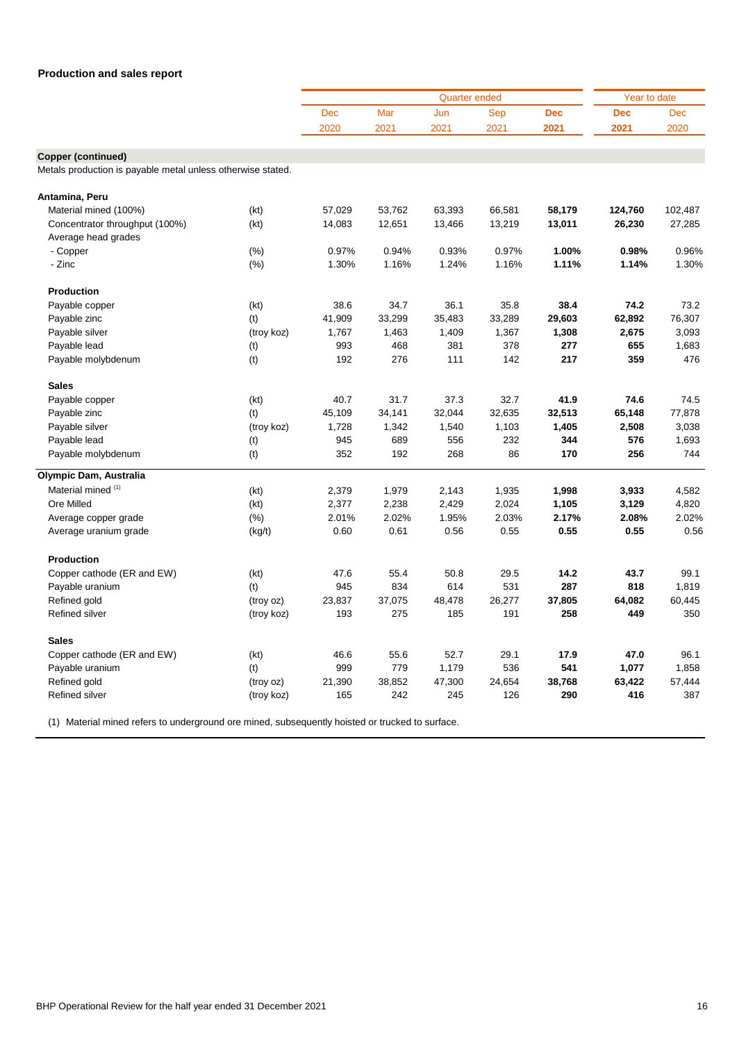## Production and sales report

| | | Quarter ended | | | | | Year to date | |
|---|---|---|---|---|---|---|---|---|
| | | Dec 2020 | Mar 2021 | Jun 2021 | Sep 2021 | **Dec 2021** | **Dec 2021** | Dec 2020 |
| **Copper (continued)** | | | | | | | | |
| Metals production is payable metal unless otherwise stated. | | | | | | | | |
| **Antamina, Peru** | | | | | | | | |
| Material mined (100%) | (kt) | 57,029 | 53,762 | 63,393 | 66,581 | **58,179** | **124,760** | 102,487 |
| Concentrator throughput (100%) | (kt) | 14,083 | 12,651 | 13,466 | 13,219 | **13,011** | **26,230** | 27,285 |
| Average head grades | | | | | | | | |
| - Copper | (%) | 0.97% | 0.94% | 0.93% | 0.97% | **1.00%** | **0.98%** | 0.96% |
| - Zinc | (%) | 1.30% | 1.16% | 1.24% | 1.16% | **1.11%** | **1.14%** | 1.30% |
| **Production** | | | | | | | | |
| Payable copper | (kt) | 38.6 | 34.7 | 36.1 | 35.8 | **38.4** | **74.2** | 73.2 |
| Payable zinc | (t) | 41,909 | 33,299 | 35,483 | 33,289 | **29,603** | **62,892** | 76,307 |
| Payable silver | (troy koz) | 1,767 | 1,463 | 1,409 | 1,367 | **1,308** | **2,675** | 3,093 |
| Payable lead | (t) | 993 | 468 | 381 | 378 | **277** | **655** | 1,683 |
| Payable molybdenum | (t) | 192 | 276 | 111 | 142 | **217** | **359** | 476 |
| **Sales** | | | | | | | | |
| Payable copper | (kt) | 40.7 | 31.7 | 37.3 | 32.7 | **41.9** | **74.6** | 74.5 |
| Payable zinc | (t) | 45,109 | 34,141 | 32,044 | 32,635 | **32,513** | **65,148** | 77,878 |
| Payable silver | (troy koz) | 1,728 | 1,342 | 1,540 | 1,103 | **1,405** | **2,508** | 3,038 |
| Payable lead | (t) | 945 | 689 | 556 | 232 | **344** | **576** | 1,693 |
| Payable molybdenum | (t) | 352 | 192 | 268 | 86 | **170** | **256** | 744 |
| **Olympic Dam, Australia** | | | | | | | | |
| Material mined [(1)] | (kt) | 2,379 | 1,979 | 2,143 | 1,935 | **1,998** | **3,933** | 4,582 |
| Ore Milled | (kt) | 2,377 | 2,238 | 2,429 | 2,024 | **1,105** | **3,129** | 4,820 |
| Average copper grade | (%) | 2.01% | 2.02% | 1.95% | 2.03% | **2.17%** | **2.08%** | 2.02% |
| Average uranium grade | (kg/t) | 0.60 | 0.61 | 0.56 | 0.55 | **0.55** | **0.55** | 0.56 |
| **Production** | | | | | | | | |
| Copper cathode (ER and EW) | (kt) | 47.6 | 55.4 | 50.8 | 29.5 | **14.2** | **43.7** | 99.1 |
| Payable uranium | (t) | 945 | 834 | 614 | 531 | **287** | **818** | 1,819 |
| Refined gold | (troy oz) | 23,837 | 37,075 | 48,478 | 26,277 | **37,805** | **64,082** | 60,445 |
| Refined silver | (troy koz) | 193 | 275 | 185 | 191 | **258** | **449** | 350 |
| **Sales** | | | | | | | | |
| Copper cathode (ER and EW) | (kt) | 46.6 | 55.6 | 52.7 | 29.1 | **17.9** | **47.0** | 96.1 |
| Payable uranium | (t) | 999 | 779 | 1,179 | 536 | **541** | **1,077** | 1,858 |
| Refined gold | (troy oz) | 21,390 | 38,852 | 47,300 | 24,654 | **38,768** | **63,422** | 57,444 |
| Refined silver | (troy koz) | 165 | 242 | 245 | 126 | **290** | **416** | 387 |

(1) Material mined refers to underground ore mined, subsequently hoisted or trucked to surface.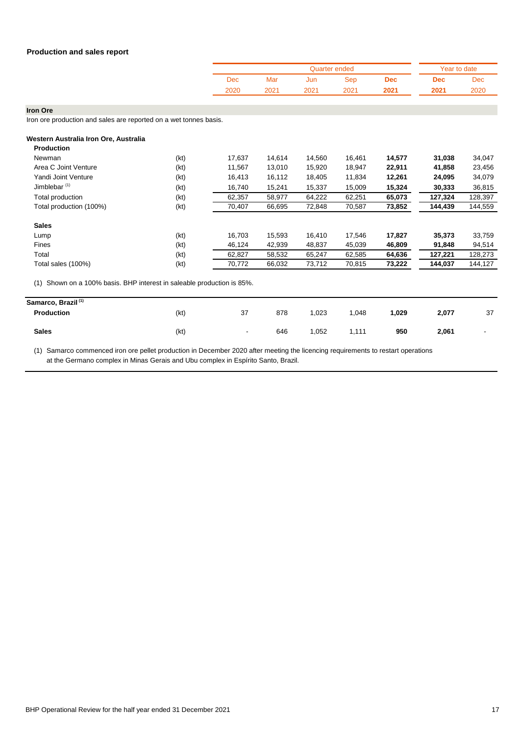## Production and sales report

| | | Quarter ended | | | | | Year to date | |
|---|---|---|---|---|---|---|---|---|
| | | Dec 2020 | Mar 2021 | Jun 2021 | Sep 2021 | **Dec 2021** | **Dec 2021** | Dec 2020 |
| **Iron Ore** | | | | | | | | |
| Iron ore production and sales are reported on a wet tonnes basis. | | | | | | | | |
| **Western Australia Iron Ore, Australia** | | | | | | | | |
| **Production** | | | | | | | | |
| Newman | (kt) | 17,637 | 14,614 | 14,560 | 16,461 | **14,577** | **31,038** | 34,047 |
| Area C Joint Venture | (kt) | 11,567 | 13,010 | 15,920 | 18,947 | **22,911** | **41,858** | 23,456 |
| Yandi Joint Venture | (kt) | 16,413 | 16,112 | 18,405 | 11,834 | **12,261** | **24,095** | 34,079 |
| Jimblebar [1] | (kt) | 16,740 | 15,241 | 15,337 | 15,009 | **15,324** | **30,333** | 36,815 |
| Total production | (kt) | 62,357 | 58,977 | 64,222 | 62,251 | **65,073** | **127,324** | 128,397 |
| Total production (100%) | (kt) | 70,407 | 66,695 | 72,848 | 70,587 | **73,852** | **144,439** | 144,559 |
| **Sales** | | | | | | | | |
| Lump | (kt) | 16,703 | 15,593 | 16,410 | 17,546 | **17,827** | **35,373** | 33,759 |
| Fines | (kt) | 46,124 | 42,939 | 48,837 | 45,039 | **46,809** | **91,848** | 94,514 |
| Total | (kt) | 62,827 | 58,532 | 65,247 | 62,585 | **64,636** | **127,221** | 128,273 |
| Total sales (100%) | (kt) | 70,772 | 66,032 | 73,712 | 70,815 | **73,222** | **144,037** | 144,127 |

(1) Shown on a 100% basis. BHP interest in saleable production is 85%.

| **Samarco, Brazil** [1] | | | | | | | | |
|---|---|---|---|---|---|---|---|---|
| **Production** | (kt) | 37 | 878 | 1,023 | 1,048 | **1,029** | **2,077** | 37 |
| **Sales** | (kt) | - | 646 | 1,052 | 1,111 | **950** | **2,061** | - |

(1) Samarco commenced iron ore pellet production in December 2020 after meeting the licencing requirements to restart operations at the Germano complex in Minas Gerais and Ubu complex in Espírito Santo, Brazil.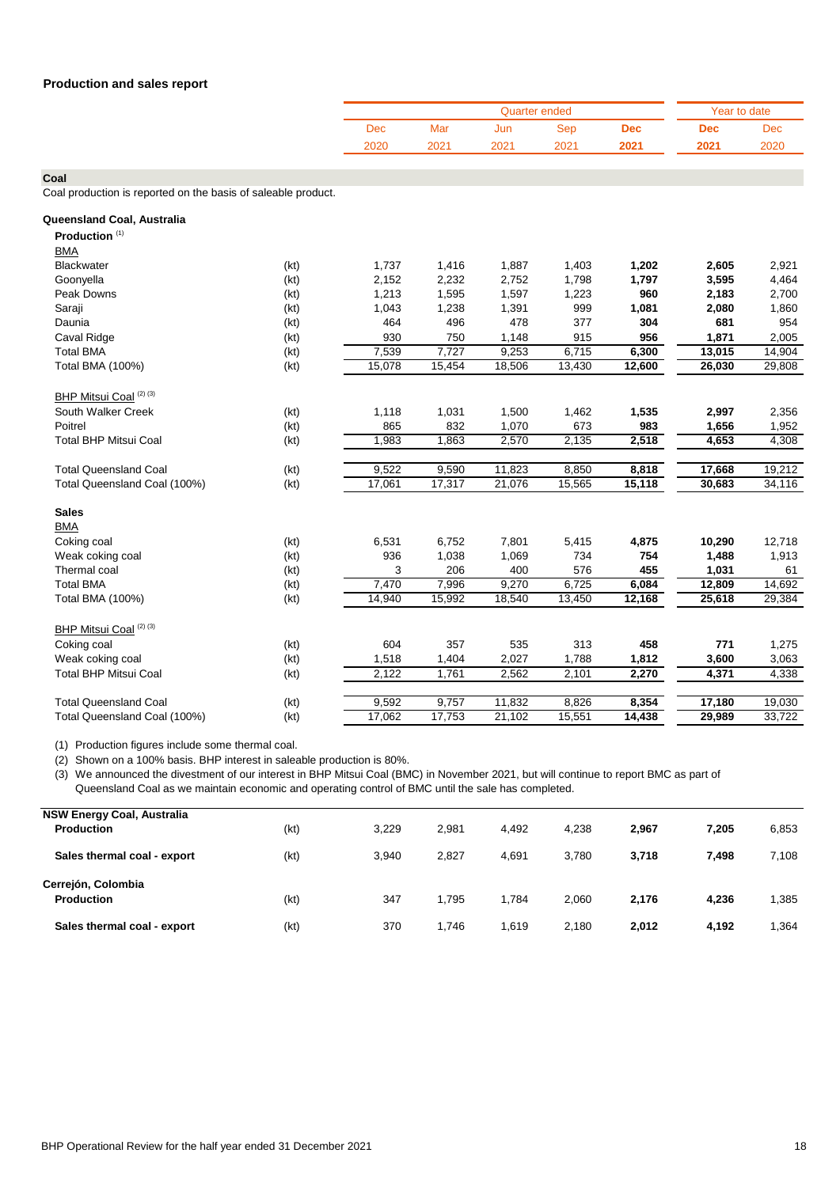## Production and sales report

| | | Quarter ended | | | | | Year to date | |
|---|---|---|---|---|---|---|---|---|
| | | Dec 2020 | Mar 2021 | Jun 2021 | Sep 2021 | **Dec 2021** | **Dec 2021** | Dec 2020 |
| **Coal** | | | | | | | | |
| Coal production is reported on the basis of saleable product. | | | | | | | | |
| **Queensland Coal, Australia** | | | | | | | | |
| **Production** [1] | | | | | | | | |
| BMA | | | | | | | | |
| Blackwater | (kt) | 1,737 | 1,416 | 1,887 | 1,403 | **1,202** | **2,605** | 2,921 |
| Goonyella | (kt) | 2,152 | 2,232 | 2,752 | 1,798 | **1,797** | **3,595** | 4,464 |
| Peak Downs | (kt) | 1,213 | 1,595 | 1,597 | 1,223 | **960** | **2,183** | 2,700 |
| Saraji | (kt) | 1,043 | 1,238 | 1,391 | 999 | **1,081** | **2,080** | 1,860 |
| Daunia | (kt) | 464 | 496 | 478 | 377 | **304** | **681** | 954 |
| Caval Ridge | (kt) | 930 | 750 | 1,148 | 915 | **956** | **1,871** | 2,005 |
| Total BMA | (kt) | 7,539 | 7,727 | 9,253 | 6,715 | **6,300** | **13,015** | 14,904 |
| Total BMA (100%) | (kt) | 15,078 | 15,454 | 18,506 | 13,430 | **12,600** | **26,030** | 29,808 |
| BHP Mitsui Coal [2] [3] | | | | | | | | |
| South Walker Creek | (kt) | 1,118 | 1,031 | 1,500 | 1,462 | **1,535** | **2,997** | 2,356 |
| Poitrel | (kt) | 865 | 832 | 1,070 | 673 | **983** | **1,656** | 1,952 |
| Total BHP Mitsui Coal | (kt) | 1,983 | 1,863 | 2,570 | 2,135 | **2,518** | **4,653** | 4,308 |
| Total Queensland Coal | (kt) | 9,522 | 9,590 | 11,823 | 8,850 | **8,818** | **17,668** | 19,212 |
| Total Queensland Coal (100%) | (kt) | 17,061 | 17,317 | 21,076 | 15,565 | **15,118** | **30,683** | 34,116 |
| **Sales** | | | | | | | | |
| BMA | | | | | | | | |
| Coking coal | (kt) | 6,531 | 6,752 | 7,801 | 5,415 | **4,875** | **10,290** | 12,718 |
| Weak coking coal | (kt) | 936 | 1,038 | 1,069 | 734 | **754** | **1,488** | 1,913 |
| Thermal coal | (kt) | 3 | 206 | 400 | 576 | **455** | **1,031** | 61 |
| Total BMA | (kt) | 7,470 | 7,996 | 9,270 | 6,725 | **6,084** | **12,809** | 14,692 |
| Total BMA (100%) | (kt) | 14,940 | 15,992 | 18,540 | 13,450 | **12,168** | **25,618** | 29,384 |
| BHP Mitsui Coal [2] [3] | | | | | | | | |
| Coking coal | (kt) | 604 | 357 | 535 | 313 | **458** | **771** | 1,275 |
| Weak coking coal | (kt) | 1,518 | 1,404 | 2,027 | 1,788 | **1,812** | **3,600** | 3,063 |
| Total BHP Mitsui Coal | (kt) | 2,122 | 1,761 | 2,562 | 2,101 | **2,270** | **4,371** | 4,338 |
| Total Queensland Coal | (kt) | 9,592 | 9,757 | 11,832 | 8,826 | **8,354** | **17,180** | 19,030 |
| Total Queensland Coal (100%) | (kt) | 17,062 | 17,753 | 21,102 | 15,551 | **14,438** | **29,989** | 33,722 |

(1) Production figures include some thermal coal.
(2) Shown on a 100% basis. BHP interest in saleable production is 80%.
(3) We announced the divestment of our interest in BHP Mitsui Coal (BMC) in November 2021, but will continue to report BMC as part of Queensland Coal as we maintain economic and operating control of BMC until the sale has completed.

| | | Dec 2020 | Mar 2021 | Jun 2021 | Sep 2021 | **Dec 2021** | **Dec 2021 YTD** | Dec 2020 YTD |
|---|---|---|---|---|---|---|---|---|
| **NSW Energy Coal, Australia** | | | | | | | | |
| **Production** | (kt) | 3,229 | 2,981 | 4,492 | 4,238 | **2,967** | **7,205** | 6,853 |
| **Sales thermal coal - export** | (kt) | 3,940 | 2,827 | 4,691 | 3,780 | **3,718** | **7,498** | 7,108 |
| **Cerrejón, Colombia** | | | | | | | | |
| **Production** | (kt) | 347 | 1,795 | 1,784 | 2,060 | **2,176** | **4,236** | 1,385 |
| **Sales thermal coal - export** | (kt) | 370 | 1,746 | 1,619 | 2,180 | **2,012** | **4,192** | 1,364 |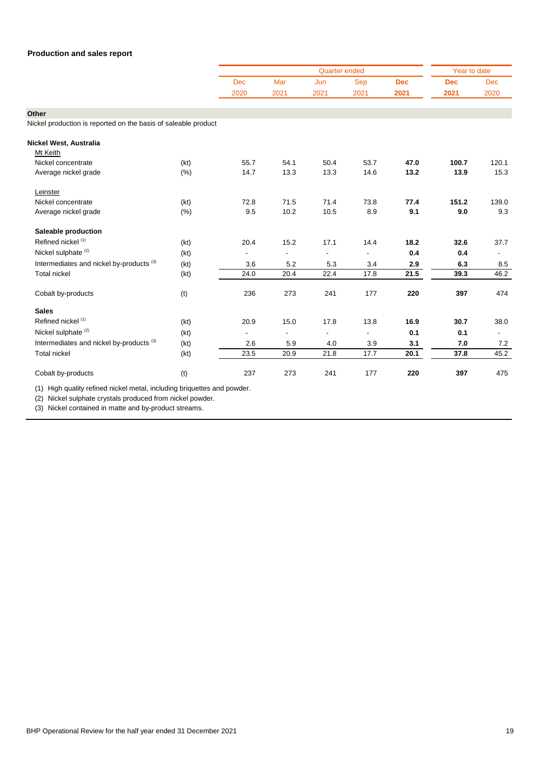## Production and sales report

| | | Quarter ended | | | | | Year to date | |
|---|---|---|---|---|---|---|---|---|
| | | Dec 2020 | Mar 2021 | Jun 2021 | Sep 2021 | **Dec 2021** | **Dec 2021** | Dec 2020 |
| **Other** | | | | | | | | |
| Nickel production is reported on the basis of saleable product | | | | | | | | |
| **Nickel West, Australia** | | | | | | | | |
| Mt Keith | | | | | | | | |
| Nickel concentrate | (kt) | 55.7 | 54.1 | 50.4 | 53.7 | **47.0** | **100.7** | 120.1 |
| Average nickel grade | (%) | 14.7 | 13.3 | 13.3 | 14.6 | **13.2** | **13.9** | 15.3 |
| Leinster | | | | | | | | |
| Nickel concentrate | (kt) | 72.8 | 71.5 | 71.4 | 73.8 | **77.4** | **151.2** | 139.0 |
| Average nickel grade | (%) | 9.5 | 10.2 | 10.5 | 8.9 | **9.1** | **9.0** | 9.3 |
| **Saleable production** | | | | | | | | |
| Refined nickel [1] | (kt) | 20.4 | 15.2 | 17.1 | 14.4 | **18.2** | **32.6** | 37.7 |
| Nickel sulphate [2] | (kt) | - | - | - | - | **0.4** | **0.4** | - |
| Intermediates and nickel by-products [3] | (kt) | 3.6 | 5.2 | 5.3 | 3.4 | **2.9** | **6.3** | 8.5 |
| Total nickel | (kt) | 24.0 | 20.4 | 22.4 | 17.8 | **21.5** | **39.3** | 46.2 |
| Cobalt by-products | (t) | 236 | 273 | 241 | 177 | **220** | **397** | 474 |
| **Sales** | | | | | | | | |
| Refined nickel [1] | (kt) | 20.9 | 15.0 | 17.8 | 13.8 | **16.9** | **30.7** | 38.0 |
| Nickel sulphate [2] | (kt) | - | - | - | - | **0.1** | **0.1** | - |
| Intermediates and nickel by-products [3] | (kt) | 2.6 | 5.9 | 4.0 | 3.9 | **3.1** | **7.0** | 7.2 |
| Total nickel | (kt) | 23.5 | 20.9 | 21.8 | 17.7 | **20.1** | **37.8** | 45.2 |
| Cobalt by-products | (t) | 237 | 273 | 241 | 177 | **220** | **397** | 475 |

(1) High quality refined nickel metal, including briquettes and powder.

(2) Nickel sulphate crystals produced from nickel powder.

(3) Nickel contained in matte and by-product streams.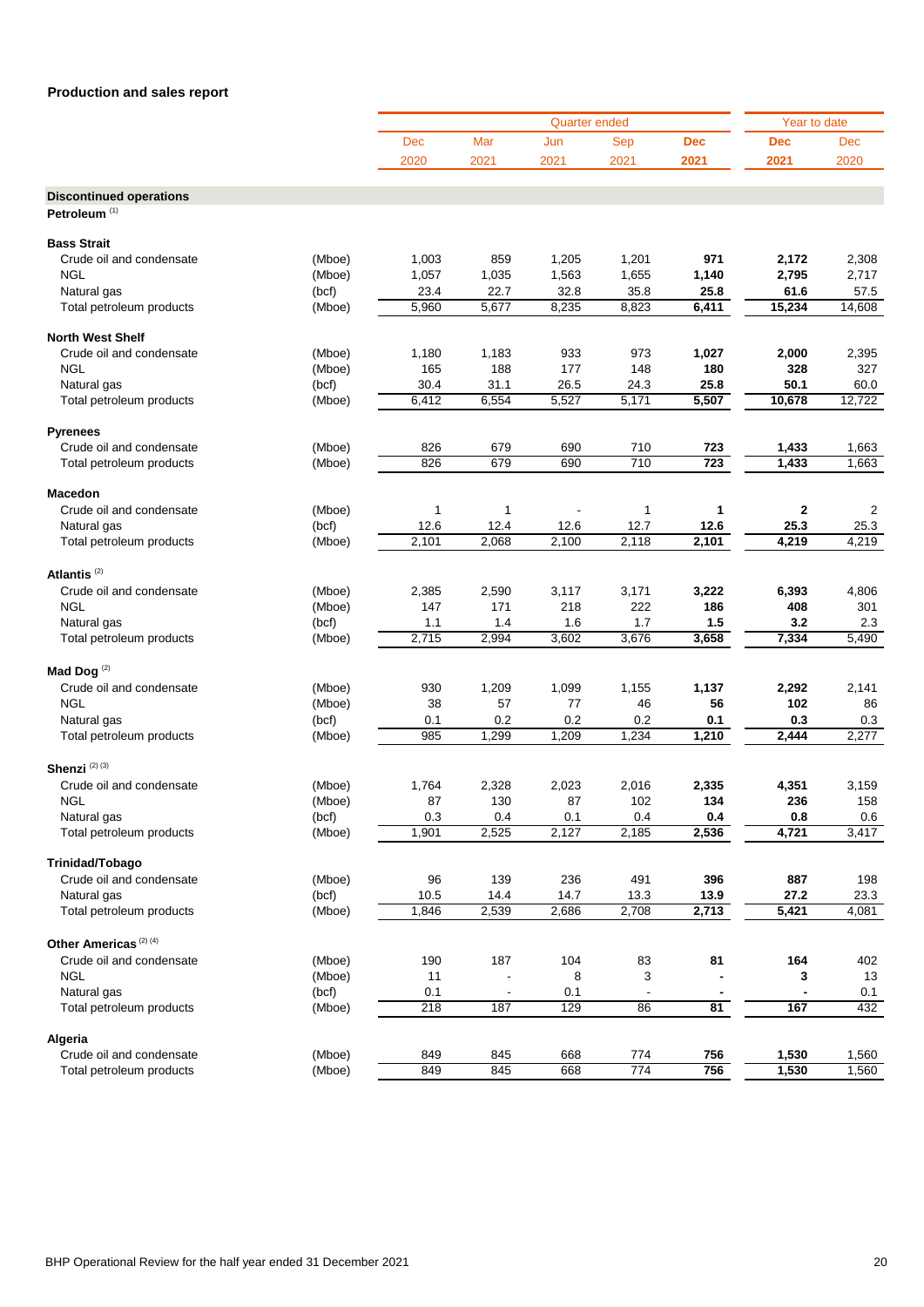**Production and sales report**

| | | Quarter ended | | | | | Year to date | |
|---|---|---|---|---|---|---|---|---|
| | | Dec 2020 | Mar 2021 | Jun 2021 | Sep 2021 | **Dec 2021** | **Dec 2021** | Dec 2020 |
| **Discontinued operations** | | | | | | | | |
| **Petroleum** [(1)] | | | | | | | | |
| **Bass Strait** | | | | | | | | |
| Crude oil and condensate | (Mboe) | 1,003 | 859 | 1,205 | 1,201 | **971** | **2,172** | 2,308 |
| NGL | (Mboe) | 1,057 | 1,035 | 1,563 | 1,655 | **1,140** | **2,795** | 2,717 |
| Natural gas | (bcf) | 23.4 | 22.7 | 32.8 | 35.8 | **25.8** | **61.6** | 57.5 |
| Total petroleum products | (Mboe) | 5,960 | 5,677 | 8,235 | 8,823 | **6,411** | **15,234** | 14,608 |
| **North West Shelf** | | | | | | | | |
| Crude oil and condensate | (Mboe) | 1,180 | 1,183 | 933 | 973 | **1,027** | **2,000** | 2,395 |
| NGL | (Mboe) | 165 | 188 | 177 | 148 | **180** | **328** | 327 |
| Natural gas | (bcf) | 30.4 | 31.1 | 26.5 | 24.3 | **25.8** | **50.1** | 60.0 |
| Total petroleum products | (Mboe) | 6,412 | 6,554 | 5,527 | 5,171 | **5,507** | **10,678** | 12,722 |
| **Pyrenees** | | | | | | | | |
| Crude oil and condensate | (Mboe) | 826 | 679 | 690 | 710 | **723** | **1,433** | 1,663 |
| Total petroleum products | (Mboe) | 826 | 679 | 690 | 710 | **723** | **1,433** | 1,663 |
| **Macedon** | | | | | | | | |
| Crude oil and condensate | (Mboe) | 1 | 1 | - | 1 | **1** | **2** | 2 |
| Natural gas | (bcf) | 12.6 | 12.4 | 12.6 | 12.7 | **12.6** | **25.3** | 25.3 |
| Total petroleum products | (Mboe) | 2,101 | 2,068 | 2,100 | 2,118 | **2,101** | **4,219** | 4,219 |
| **Atlantis** [(2)] | | | | | | | | |
| Crude oil and condensate | (Mboe) | 2,385 | 2,590 | 3,117 | 3,171 | **3,222** | **6,393** | 4,806 |
| NGL | (Mboe) | 147 | 171 | 218 | 222 | **186** | **408** | 301 |
| Natural gas | (bcf) | 1.1 | 1.4 | 1.6 | 1.7 | **1.5** | **3.2** | 2.3 |
| Total petroleum products | (Mboe) | 2,715 | 2,994 | 3,602 | 3,676 | **3,658** | **7,334** | 5,490 |
| **Mad Dog** [(2)] | | | | | | | | |
| Crude oil and condensate | (Mboe) | 930 | 1,209 | 1,099 | 1,155 | **1,137** | **2,292** | 2,141 |
| NGL | (Mboe) | 38 | 57 | 77 | 46 | **56** | **102** | 86 |
| Natural gas | (bcf) | 0.1 | 0.2 | 0.2 | 0.2 | **0.1** | **0.3** | 0.3 |
| Total petroleum products | (Mboe) | 985 | 1,299 | 1,209 | 1,234 | **1,210** | **2,444** | 2,277 |
| **Shenzi** [(2) (3)] | | | | | | | | |
| Crude oil and condensate | (Mboe) | 1,764 | 2,328 | 2,023 | 2,016 | **2,335** | **4,351** | 3,159 |
| NGL | (Mboe) | 87 | 130 | 87 | 102 | **134** | **236** | 158 |
| Natural gas | (bcf) | 0.3 | 0.4 | 0.1 | 0.4 | **0.4** | **0.8** | 0.6 |
| Total petroleum products | (Mboe) | 1,901 | 2,525 | 2,127 | 2,185 | **2,536** | **4,721** | 3,417 |
| **Trinidad/Tobago** | | | | | | | | |
| Crude oil and condensate | (Mboe) | 96 | 139 | 236 | 491 | **396** | **887** | 198 |
| Natural gas | (bcf) | 10.5 | 14.4 | 14.7 | 13.3 | **13.9** | **27.2** | 23.3 |
| Total petroleum products | (Mboe) | 1,846 | 2,539 | 2,686 | 2,708 | **2,713** | **5,421** | 4,081 |
| **Other Americas** [(2) (4)] | | | | | | | | |
| Crude oil and condensate | (Mboe) | 190 | 187 | 104 | 83 | **81** | **164** | 402 |
| NGL | (Mboe) | 11 | - | 8 | 3 | **-** | **3** | 13 |
| Natural gas | (bcf) | 0.1 | - | 0.1 | - | **-** | **-** | 0.1 |
| Total petroleum products | (Mboe) | 218 | 187 | 129 | 86 | **81** | **167** | 432 |
| **Algeria** | | | | | | | | |
| Crude oil and condensate | (Mboe) | 849 | 845 | 668 | 774 | **756** | **1,530** | 1,560 |
| Total petroleum products | (Mboe) | 849 | 845 | 668 | 774 | **756** | **1,530** | 1,560 |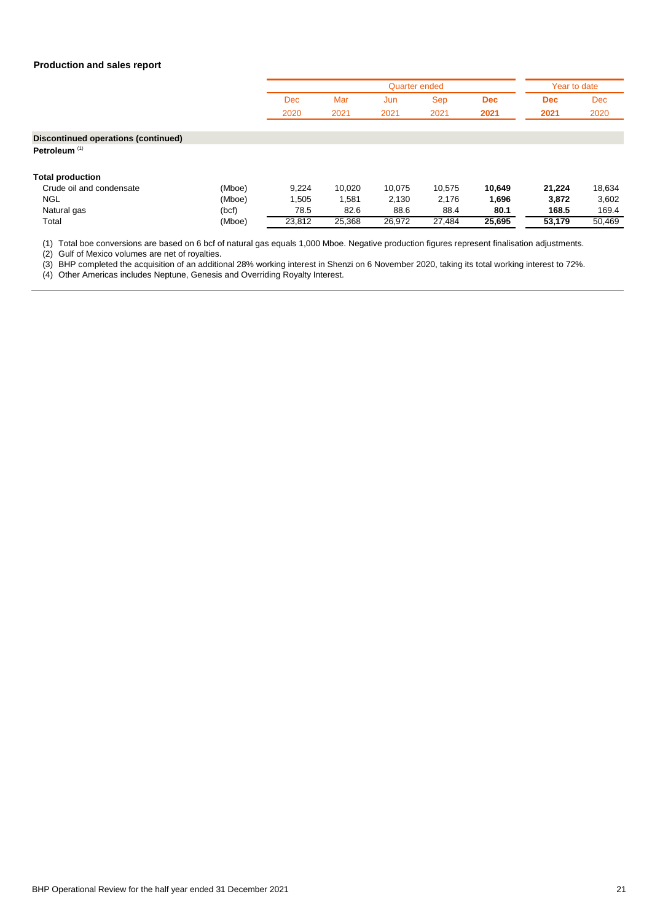**Production and sales report**

| | | Quarter ended | | | | | Year to date | |
|---|---|---|---|---|---|---|---|---|
| | | Dec 2020 | Mar 2021 | Jun 2021 | Sep 2021 | **Dec 2021** | **Dec 2021** | Dec 2020 |
| **Discontinued operations (continued)** | | | | | | | | |
| **Petroleum** [(1)] | | | | | | | | |
| **Total production** | | | | | | | | |
| Crude oil and condensate | (Mboe) | 9,224 | 10,020 | 10,075 | 10,575 | **10,649** | **21,224** | 18,634 |
| NGL | (Mboe) | 1,505 | 1,581 | 2,130 | 2,176 | **1,696** | **3,872** | 3,602 |
| Natural gas | (bcf) | 78.5 | 82.6 | 88.6 | 88.4 | **80.1** | **168.5** | 169.4 |
| Total | (Mboe) | 23,812 | 25,368 | 26,972 | 27,484 | **25,695** | **53,179** | 50,469 |

(1) Total boe conversions are based on 6 bcf of natural gas equals 1,000 Mboe. Negative production figures represent finalisation adjustments.
(2) Gulf of Mexico volumes are net of royalties.
(3) BHP completed the acquisition of an additional 28% working interest in Shenzi on 6 November 2020, taking its total working interest to 72%.
(4) Other Americas includes Neptune, Genesis and Overriding Royalty Interest.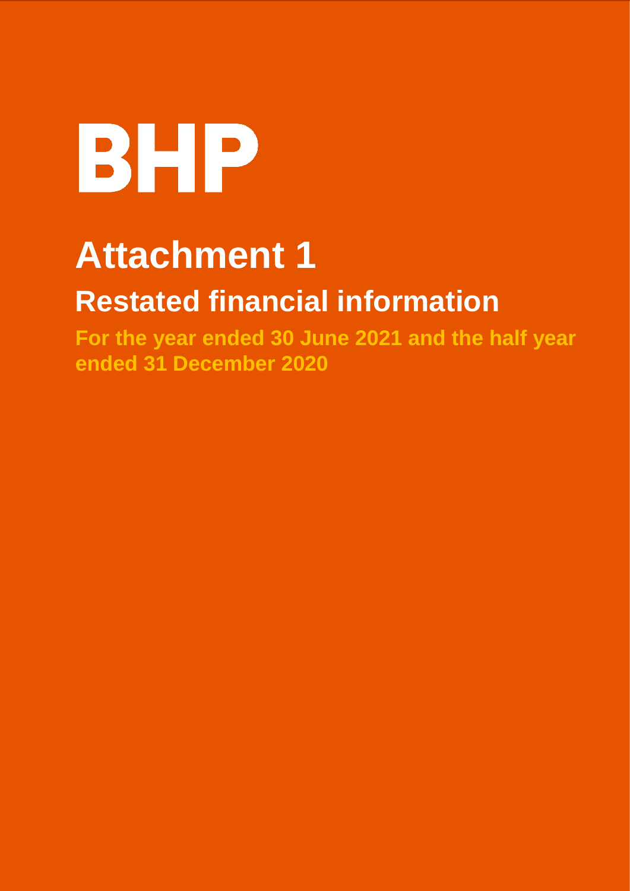# BHP

# Attachment 1

## Restated financial information

**For the year ended 30 June 2021 and the half year ended 31 December 2020**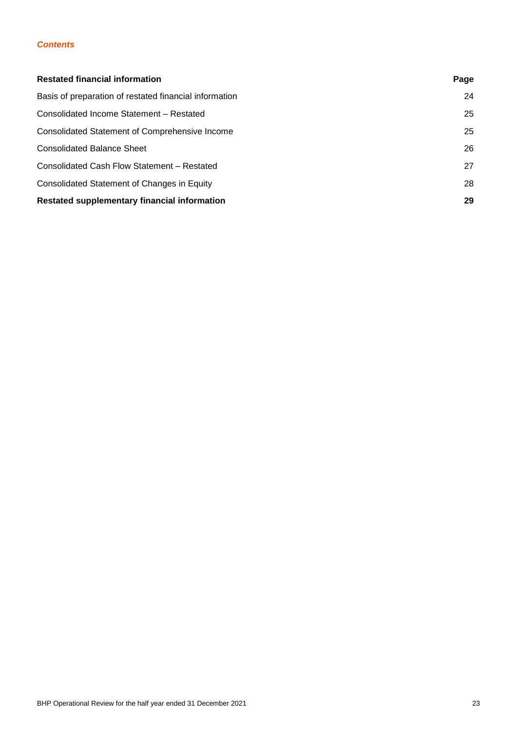*Contents*

| **Restated financial information** | **Page** |
| --- | --- |
| Basis of preparation of restated financial information | 24 |
| Consolidated Income Statement – Restated | 25 |
| Consolidated Statement of Comprehensive Income | 25 |
| Consolidated Balance Sheet | 26 |
| Consolidated Cash Flow Statement – Restated | 27 |
| Consolidated Statement of Changes in Equity | 28 |
| **Restated supplementary financial information** | **29** |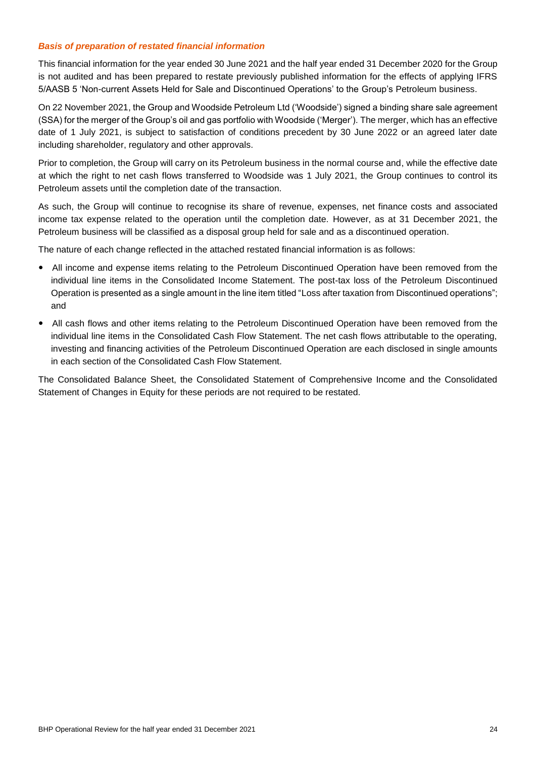### *Basis of preparation of restated financial information*

This financial information for the year ended 30 June 2021 and the half year ended 31 December 2020 for the Group is not audited and has been prepared to restate previously published information for the effects of applying IFRS 5/AASB 5 'Non-current Assets Held for Sale and Discontinued Operations' to the Group's Petroleum business.

On 22 November 2021, the Group and Woodside Petroleum Ltd ('Woodside') signed a binding share sale agreement (SSA) for the merger of the Group's oil and gas portfolio with Woodside ('Merger'). The merger, which has an effective date of 1 July 2021, is subject to satisfaction of conditions precedent by 30 June 2022 or an agreed later date including shareholder, regulatory and other approvals.

Prior to completion, the Group will carry on its Petroleum business in the normal course and, while the effective date at which the right to net cash flows transferred to Woodside was 1 July 2021, the Group continues to control its Petroleum assets until the completion date of the transaction.

As such, the Group will continue to recognise its share of revenue, expenses, net finance costs and associated income tax expense related to the operation until the completion date. However, as at 31 December 2021, the Petroleum business will be classified as a disposal group held for sale and as a discontinued operation.

The nature of each change reflected in the attached restated financial information is as follows:

- All income and expense items relating to the Petroleum Discontinued Operation have been removed from the individual line items in the Consolidated Income Statement. The post-tax loss of the Petroleum Discontinued Operation is presented as a single amount in the line item titled "Loss after taxation from Discontinued operations"; and
- All cash flows and other items relating to the Petroleum Discontinued Operation have been removed from the individual line items in the Consolidated Cash Flow Statement. The net cash flows attributable to the operating, investing and financing activities of the Petroleum Discontinued Operation are each disclosed in single amounts in each section of the Consolidated Cash Flow Statement.

The Consolidated Balance Sheet, the Consolidated Statement of Comprehensive Income and the Consolidated Statement of Changes in Equity for these periods are not required to be restated.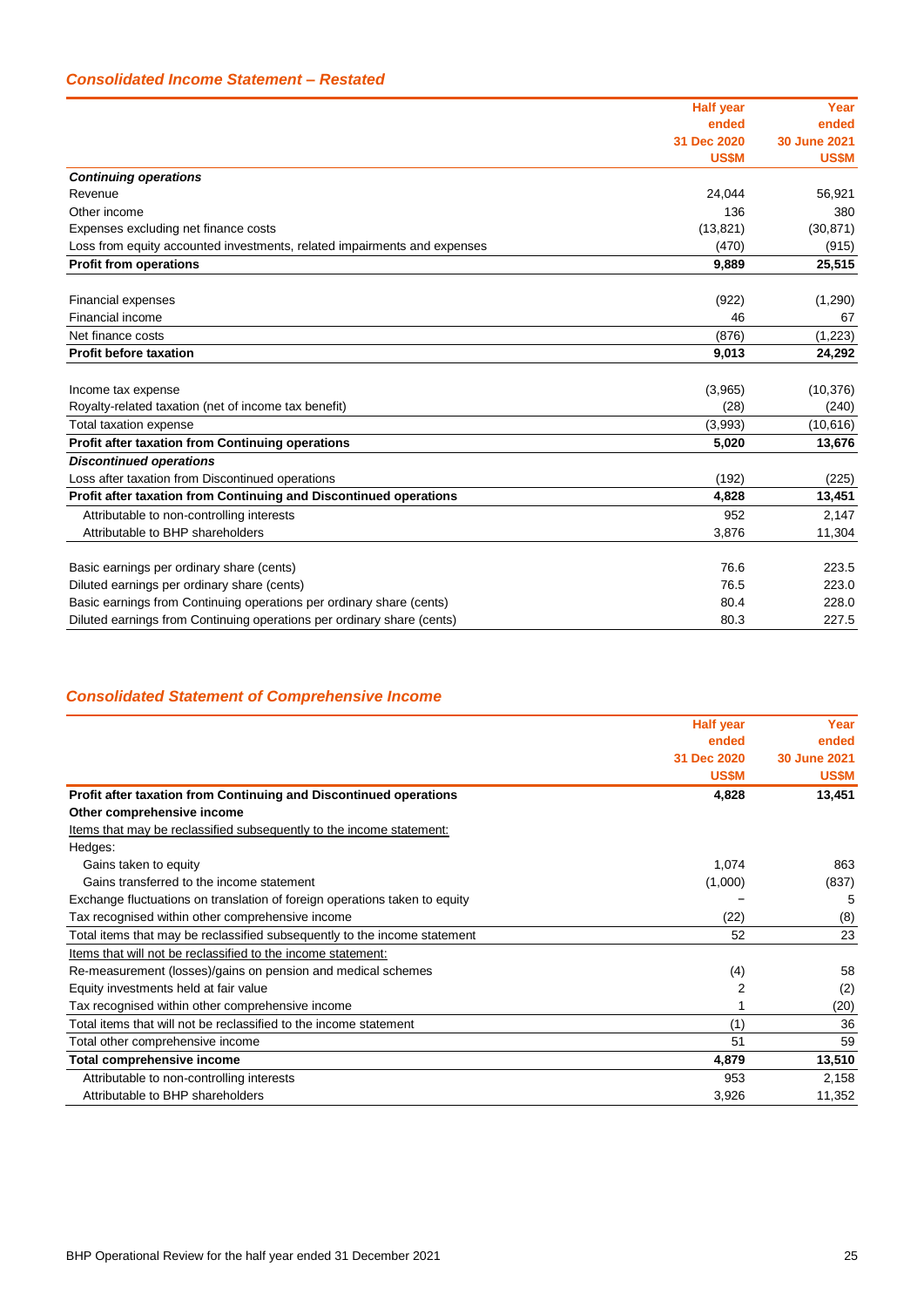### *Consolidated Income Statement – Restated*

| | Half year ended 31 Dec 2020 US$M | Year ended 30 June 2021 US$M |
|---|---|---|
| ***Continuing operations*** | | |
| Revenue | 24,044 | 56,921 |
| Other income | 136 | 380 |
| Expenses excluding net finance costs | (13,821) | (30,871) |
| Loss from equity accounted investments, related impairments and expenses | (470) | (915) |
| **Profit from operations** | **9,889** | **25,515** |
| | | |
| Financial expenses | (922) | (1,290) |
| Financial income | 46 | 67 |
| Net finance costs | (876) | (1,223) |
| **Profit before taxation** | **9,013** | **24,292** |
| | | |
| Income tax expense | (3,965) | (10,376) |
| Royalty-related taxation (net of income tax benefit) | (28) | (240) |
| Total taxation expense | (3,993) | (10,616) |
| **Profit after taxation from Continuing operations** | **5,020** | **13,676** |
| ***Discontinued operations*** | | |
| Loss after taxation from Discontinued operations | (192) | (225) |
| **Profit after taxation from Continuing and Discontinued operations** | **4,828** | **13,451** |
| Attributable to non-controlling interests | 952 | 2,147 |
| Attributable to BHP shareholders | 3,876 | 11,304 |
| | | |
| Basic earnings per ordinary share (cents) | 76.6 | 223.5 |
| Diluted earnings per ordinary share (cents) | 76.5 | 223.0 |
| Basic earnings from Continuing operations per ordinary share (cents) | 80.4 | 228.0 |
| Diluted earnings from Continuing operations per ordinary share (cents) | 80.3 | 227.5 |

### *Consolidated Statement of Comprehensive Income*

| | Half year ended 31 Dec 2020 US$M | Year ended 30 June 2021 US$M |
|---|---|---|
| **Profit after taxation from Continuing and Discontinued operations** | **4,828** | **13,451** |
| **Other comprehensive income** | | |
| Items that may be reclassified subsequently to the income statement: | | |
| Hedges: | | |
| Gains taken to equity | 1,074 | 863 |
| Gains transferred to the income statement | (1,000) | (837) |
| Exchange fluctuations on translation of foreign operations taken to equity | – | 5 |
| Tax recognised within other comprehensive income | (22) | (8) |
| Total items that may be reclassified subsequently to the income statement | 52 | 23 |
| Items that will not be reclassified to the income statement: | | |
| Re-measurement (losses)/gains on pension and medical schemes | (4) | 58 |
| Equity investments held at fair value | 2 | (2) |
| Tax recognised within other comprehensive income | 1 | (20) |
| Total items that will not be reclassified to the income statement | (1) | 36 |
| Total other comprehensive income | 51 | 59 |
| **Total comprehensive income** | **4,879** | **13,510** |
| Attributable to non-controlling interests | 953 | 2,158 |
| Attributable to BHP shareholders | 3,926 | 11,352 |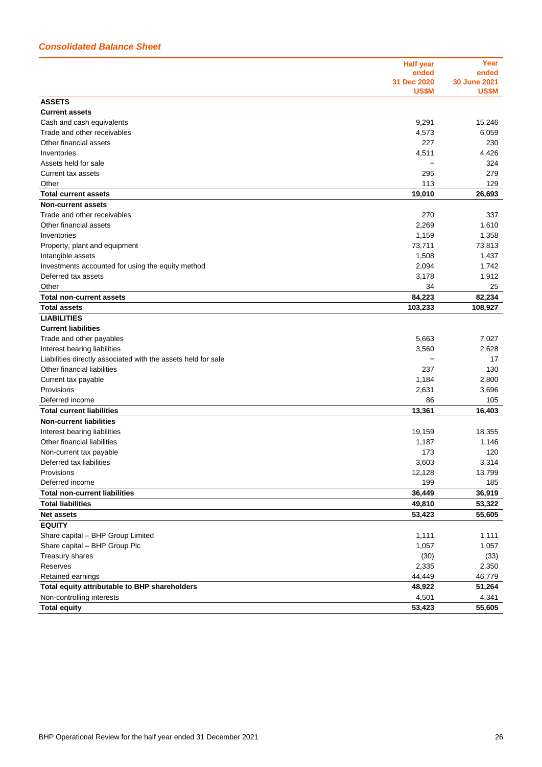## *Consolidated Balance Sheet*

| | Half year ended 31 Dec 2020 US$M | Year ended 30 June 2021 US$M |
|---|---|---|
| **ASSETS** | | |
| **Current assets** | | |
| Cash and cash equivalents | 9,291 | 15,246 |
| Trade and other receivables | 4,573 | 6,059 |
| Other financial assets | 227 | 230 |
| Inventories | 4,511 | 4,426 |
| Assets held for sale | – | 324 |
| Current tax assets | 295 | 279 |
| Other | 113 | 129 |
| **Total current assets** | **19,010** | **26,693** |
| **Non-current assets** | | |
| Trade and other receivables | 270 | 337 |
| Other financial assets | 2,269 | 1,610 |
| Inventories | 1,159 | 1,358 |
| Property, plant and equipment | 73,711 | 73,813 |
| Intangible assets | 1,508 | 1,437 |
| Investments accounted for using the equity method | 2,094 | 1,742 |
| Deferred tax assets | 3,178 | 1,912 |
| Other | 34 | 25 |
| **Total non-current assets** | **84,223** | **82,234** |
| **Total assets** | **103,233** | **108,927** |
| **LIABILITIES** | | |
| **Current liabilities** | | |
| Trade and other payables | 5,663 | 7,027 |
| Interest bearing liabilities | 3,560 | 2,628 |
| Liabilities directly associated with the assets held for sale | – | 17 |
| Other financial liabilities | 237 | 130 |
| Current tax payable | 1,184 | 2,800 |
| Provisions | 2,631 | 3,696 |
| Deferred income | 86 | 105 |
| **Total current liabilities** | **13,361** | **16,403** |
| **Non-current liabilities** | | |
| Interest bearing liabilities | 19,159 | 18,355 |
| Other financial liabilities | 1,187 | 1,146 |
| Non-current tax payable | 173 | 120 |
| Deferred tax liabilities | 3,603 | 3,314 |
| Provisions | 12,128 | 13,799 |
| Deferred income | 199 | 185 |
| **Total non-current liabilities** | **36,449** | **36,919** |
| **Total liabilities** | **49,810** | **53,322** |
| **Net assets** | **53,423** | **55,605** |
| **EQUITY** | | |
| Share capital – BHP Group Limited | 1,111 | 1,111 |
| Share capital – BHP Group Plc | 1,057 | 1,057 |
| Treasury shares | (30) | (33) |
| Reserves | 2,335 | 2,350 |
| Retained earnings | 44,449 | 46,779 |
| **Total equity attributable to BHP shareholders** | **48,922** | **51,264** |
| Non-controlling interests | 4,501 | 4,341 |
| **Total equity** | **53,423** | **55,605** |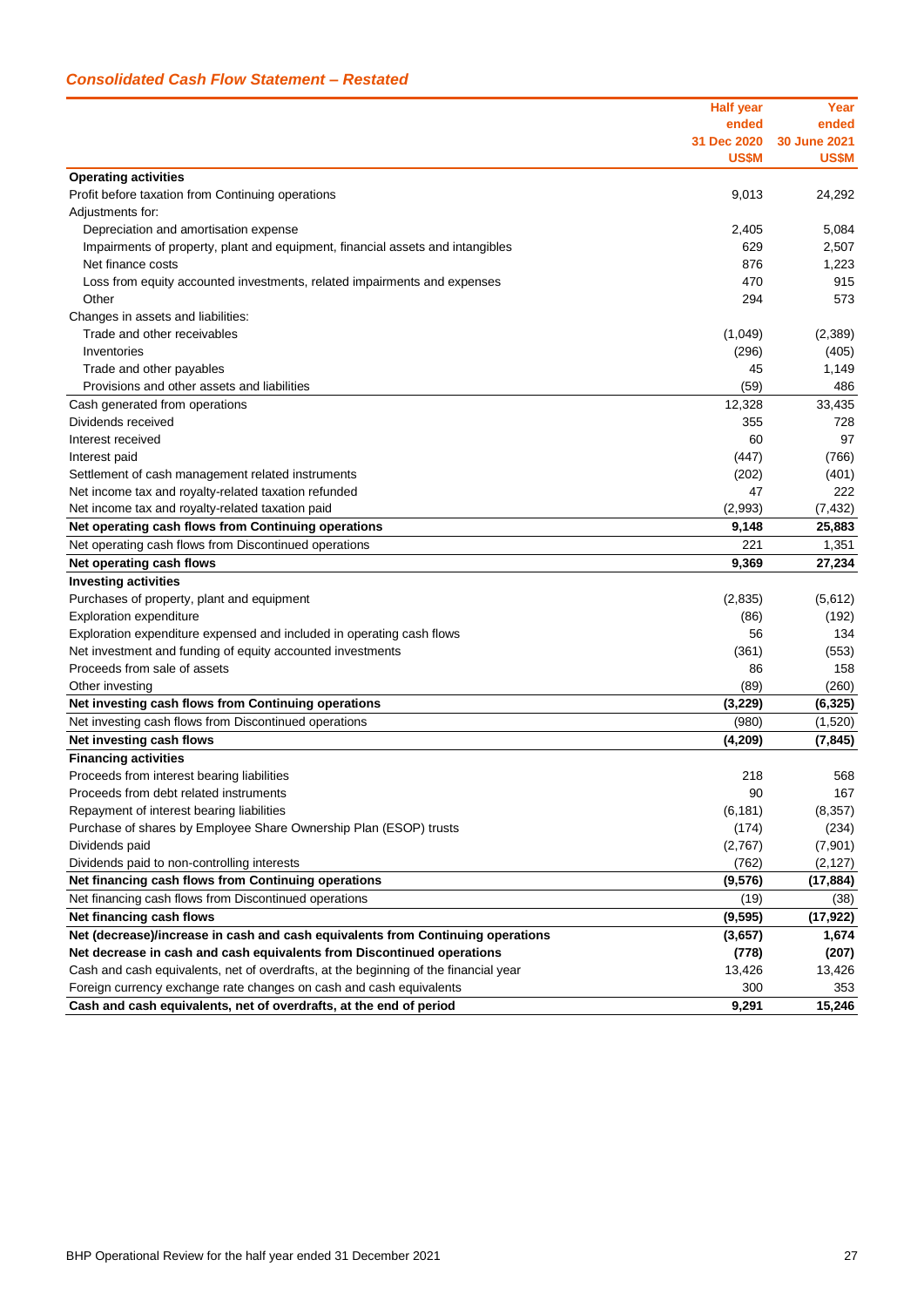## *Consolidated Cash Flow Statement – Restated*

| | Half year ended 31 Dec 2020 US$M | Year ended 30 June 2021 US$M |
|---|---|---|
| **Operating activities** | | |
| Profit before taxation from Continuing operations | 9,013 | 24,292 |
| Adjustments for: | | |
| Depreciation and amortisation expense | 2,405 | 5,084 |
| Impairments of property, plant and equipment, financial assets and intangibles | 629 | 2,507 |
| Net finance costs | 876 | 1,223 |
| Loss from equity accounted investments, related impairments and expenses | 470 | 915 |
| Other | 294 | 573 |
| Changes in assets and liabilities: | | |
| Trade and other receivables | (1,049) | (2,389) |
| Inventories | (296) | (405) |
| Trade and other payables | 45 | 1,149 |
| Provisions and other assets and liabilities | (59) | 486 |
| Cash generated from operations | 12,328 | 33,435 |
| Dividends received | 355 | 728 |
| Interest received | 60 | 97 |
| Interest paid | (447) | (766) |
| Settlement of cash management related instruments | (202) | (401) |
| Net income tax and royalty-related taxation refunded | 47 | 222 |
| Net income tax and royalty-related taxation paid | (2,993) | (7,432) |
| **Net operating cash flows from Continuing operations** | **9,148** | **25,883** |
| Net operating cash flows from Discontinued operations | 221 | 1,351 |
| **Net operating cash flows** | **9,369** | **27,234** |
| **Investing activities** | | |
| Purchases of property, plant and equipment | (2,835) | (5,612) |
| Exploration expenditure | (86) | (192) |
| Exploration expenditure expensed and included in operating cash flows | 56 | 134 |
| Net investment and funding of equity accounted investments | (361) | (553) |
| Proceeds from sale of assets | 86 | 158 |
| Other investing | (89) | (260) |
| **Net investing cash flows from Continuing operations** | **(3,229)** | **(6,325)** |
| Net investing cash flows from Discontinued operations | (980) | (1,520) |
| **Net investing cash flows** | **(4,209)** | **(7,845)** |
| **Financing activities** | | |
| Proceeds from interest bearing liabilities | 218 | 568 |
| Proceeds from debt related instruments | 90 | 167 |
| Repayment of interest bearing liabilities | (6,181) | (8,357) |
| Purchase of shares by Employee Share Ownership Plan (ESOP) trusts | (174) | (234) |
| Dividends paid | (2,767) | (7,901) |
| Dividends paid to non-controlling interests | (762) | (2,127) |
| **Net financing cash flows from Continuing operations** | **(9,576)** | **(17,884)** |
| Net financing cash flows from Discontinued operations | (19) | (38) |
| **Net financing cash flows** | **(9,595)** | **(17,922)** |
| **Net (decrease)/increase in cash and cash equivalents from Continuing operations** | **(3,657)** | **1,674** |
| **Net decrease in cash and cash equivalents from Discontinued operations** | **(778)** | **(207)** |
| Cash and cash equivalents, net of overdrafts, at the beginning of the financial year | 13,426 | 13,426 |
| Foreign currency exchange rate changes on cash and cash equivalents | 300 | 353 |
| **Cash and cash equivalents, net of overdrafts, at the end of period** | **9,291** | **15,246** |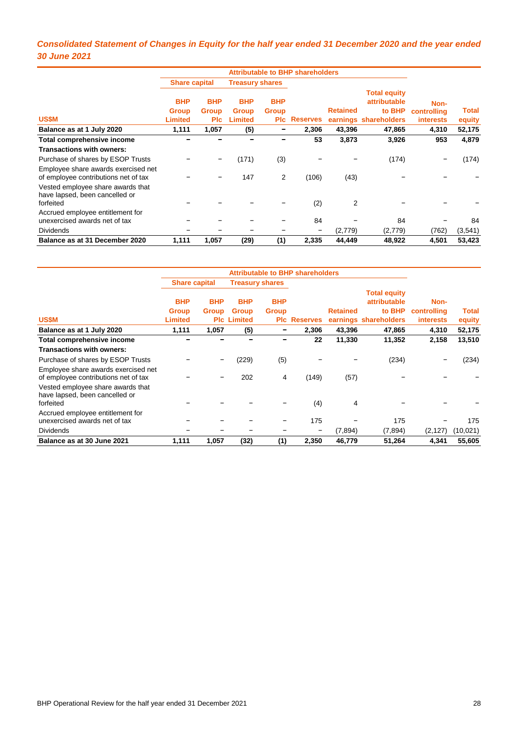## *Consolidated Statement of Changes in Equity for the half year ended 31 December 2020 and the year ended 30 June 2021*

| | Attributable to BHP shareholders | | | | | | | | |
|---|---|---|---|---|---|---|---|---|---|
| | Share capital | | Treasury shares | | | | | | |
| US$M | BHP Group Limited | BHP Group Plc | BHP Group Limited | BHP Group Plc | Reserves | Retained earnings | Total equity attributable to BHP shareholders | Non-controlling interests | Total equity |
| **Balance as at 1 July 2020** | **1,111** | **1,057** | **(5)** | **–** | **2,306** | **43,396** | **47,865** | **4,310** | **52,175** |
| **Total comprehensive income** | **–** | **–** | **–** | **–** | **53** | **3,873** | **3,926** | **953** | **4,879** |
| **Transactions with owners:** | | | | | | | | | |
| Purchase of shares by ESOP Trusts | – | – | (171) | (3) | – | – | (174) | – | (174) |
| Employee share awards exercised net of employee contributions net of tax | – | – | 147 | 2 | (106) | (43) | – | – | – |
| Vested employee share awards that have lapsed, been cancelled or forfeited | – | – | – | – | (2) | 2 | – | – | – |
| Accrued employee entitlement for unexercised awards net of tax | – | – | – | – | 84 | – | 84 | – | 84 |
| Dividends | – | – | – | – | – | (2,779) | (2,779) | (762) | (3,541) |
| **Balance as at 31 December 2020** | **1,111** | **1,057** | **(29)** | **(1)** | **2,335** | **44,449** | **48,922** | **4,501** | **53,423** |

| | Attributable to BHP shareholders | | | | | | | | |
|---|---|---|---|---|---|---|---|---|---|
| | Share capital | | Treasury shares | | | | | | |
| US$M | BHP Group Limited | BHP Group Plc | BHP Group Limited | BHP Group Plc | Reserves | Retained earnings | Total equity attributable to BHP shareholders | Non-controlling interests | Total equity |
| **Balance as at 1 July 2020** | **1,111** | **1,057** | **(5)** | **–** | **2,306** | **43,396** | **47,865** | **4,310** | **52,175** |
| **Total comprehensive income** | **–** | **–** | **–** | **–** | **22** | **11,330** | **11,352** | **2,158** | **13,510** |
| **Transactions with owners:** | | | | | | | | | |
| Purchase of shares by ESOP Trusts | – | – | (229) | (5) | – | – | (234) | – | (234) |
| Employee share awards exercised net of employee contributions net of tax | – | – | 202 | 4 | (149) | (57) | – | – | – |
| Vested employee share awards that have lapsed, been cancelled or forfeited | – | – | – | – | (4) | 4 | – | – | – |
| Accrued employee entitlement for unexercised awards net of tax | – | – | – | – | 175 | – | 175 | – | 175 |
| Dividends | – | – | – | – | – | (7,894) | (7,894) | (2,127) | (10,021) |
| **Balance as at 30 June 2021** | **1,111** | **1,057** | **(32)** | **(1)** | **2,350** | **46,779** | **51,264** | **4,341** | **55,605** |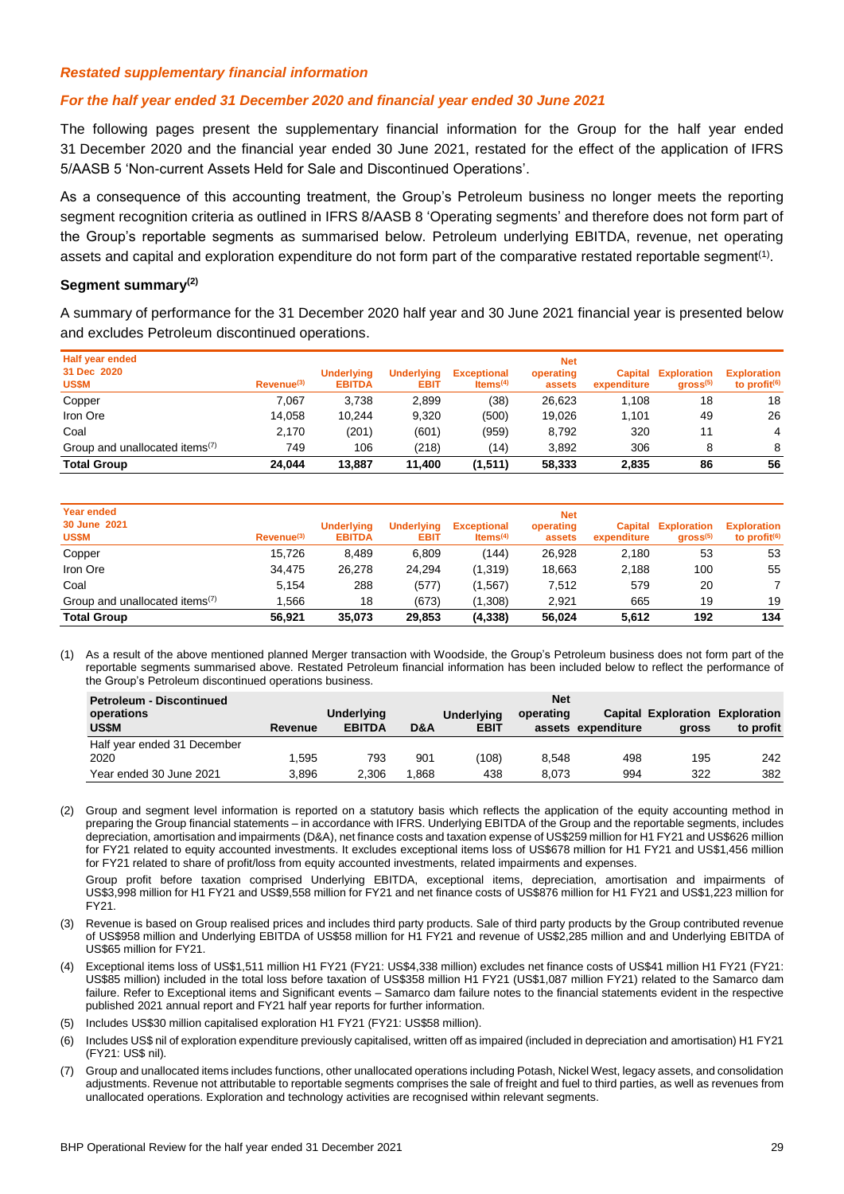### *Restated supplementary financial information*

### *For the half year ended 31 December 2020 and financial year ended 30 June 2021*

The following pages present the supplementary financial information for the Group for the half year ended 31 December 2020 and the financial year ended 30 June 2021, restated for the effect of the application of IFRS 5/AASB 5 'Non-current Assets Held for Sale and Discontinued Operations'.

As a consequence of this accounting treatment, the Group's Petroleum business no longer meets the reporting segment recognition criteria as outlined in IFRS 8/AASB 8 'Operating segments' and therefore does not form part of the Group's reportable segments as summarised below. Petroleum underlying EBITDA, revenue, net operating assets and capital and exploration expenditure do not form part of the comparative restated reportable segment[1].

**Segment summary[2]**

A summary of performance for the 31 December 2020 half year and 30 June 2021 financial year is presented below and excludes Petroleum discontinued operations.

| Half year ended 31 Dec 2020 US$M | Revenue[3] | Underlying EBITDA | Underlying EBIT | Exceptional Items[4] | Net operating assets | Capital expenditure | Exploration gross[5] | Exploration to profit[6] |
|---|---|---|---|---|---|---|---|---|
| Copper | 7,067 | 3,738 | 2,899 | (38) | 26,623 | 1,108 | 18 | 18 |
| Iron Ore | 14,058 | 10,244 | 9,320 | (500) | 19,026 | 1,101 | 49 | 26 |
| Coal | 2,170 | (201) | (601) | (959) | 8,792 | 320 | 11 | 4 |
| Group and unallocated items[7] | 749 | 106 | (218) | (14) | 3,892 | 306 | 8 | 8 |
| **Total Group** | **24,044** | **13,887** | **11,400** | **(1,511)** | **58,333** | **2,835** | **86** | **56** |

| Year ended 30 June 2021 US$M | Revenue[3] | Underlying EBITDA | Underlying EBIT | Exceptional Items[4] | Net operating assets | Capital expenditure | Exploration gross[5] | Exploration to profit[6] |
|---|---|---|---|---|---|---|---|---|
| Copper | 15,726 | 8,489 | 6,809 | (144) | 26,928 | 2,180 | 53 | 53 |
| Iron Ore | 34,475 | 26,278 | 24,294 | (1,319) | 18,663 | 2,188 | 100 | 55 |
| Coal | 5,154 | 288 | (577) | (1,567) | 7,512 | 579 | 20 | 7 |
| Group and unallocated items[7] | 1,566 | 18 | (673) | (1,308) | 2,921 | 665 | 19 | 19 |
| **Total Group** | **56,921** | **35,073** | **29,853** | **(4,338)** | **56,024** | **5,612** | **192** | **134** |

(1) As a result of the above mentioned planned Merger transaction with Woodside, the Group's Petroleum business does not form part of the reportable segments summarised above. Restated Petroleum financial information has been included below to reflect the performance of the Group's Petroleum discontinued operations business.

| Petroleum - Discontinued operations US$M | Revenue | Underlying EBITDA | D&A | Underlying EBIT | Net operating assets | Capital expenditure | Exploration gross | Exploration to profit |
|---|---|---|---|---|---|---|---|---|
| Half year ended 31 December 2020 | 1,595 | 793 | 901 | (108) | 8,548 | 498 | 195 | 242 |
| Year ended 30 June 2021 | 3,896 | 2,306 | 1,868 | 438 | 8,073 | 994 | 322 | 382 |

(2) Group and segment level information is reported on a statutory basis which reflects the application of the equity accounting method in preparing the Group financial statements – in accordance with IFRS. Underlying EBITDA of the Group and the reportable segments, includes depreciation, amortisation and impairments (D&A), net finance costs and taxation expense of US$259 million for H1 FY21 and US$626 million for FY21 related to equity accounted investments. It excludes exceptional items loss of US$678 million for H1 FY21 and US$1,456 million for FY21 related to share of profit/loss from equity accounted investments, related impairments and expenses.

Group profit before taxation comprised Underlying EBITDA, exceptional items, depreciation, amortisation and impairments of US$3,998 million for H1 FY21 and US$9,558 million for FY21 and net finance costs of US$876 million for H1 FY21 and US$1,223 million for FY21.

(3) Revenue is based on Group realised prices and includes third party products. Sale of third party products by the Group contributed revenue of US$958 million and Underlying EBITDA of US$58 million for H1 FY21 and revenue of US$2,285 million and and Underlying EBITDA of US$65 million for FY21.

(4) Exceptional items loss of US$1,511 million H1 FY21 (FY21: US$4,338 million) excludes net finance costs of US$41 million H1 FY21 (FY21: US$85 million) included in the total loss before taxation of US$358 million H1 FY21 (US$1,087 million FY21) related to the Samarco dam failure. Refer to Exceptional items and Significant events – Samarco dam failure notes to the financial statements evident in the respective published 2021 annual report and FY21 half year reports for further information.

(5) Includes US$30 million capitalised exploration H1 FY21 (FY21: US$58 million).

(6) Includes US$ nil of exploration expenditure previously capitalised, written off as impaired (included in depreciation and amortisation) H1 FY21 (FY21: US$ nil).

(7) Group and unallocated items includes functions, other unallocated operations including Potash, Nickel West, legacy assets, and consolidation adjustments. Revenue not attributable to reportable segments comprises the sale of freight and fuel to third parties, as well as revenues from unallocated operations. Exploration and technology activities are recognised within relevant segments.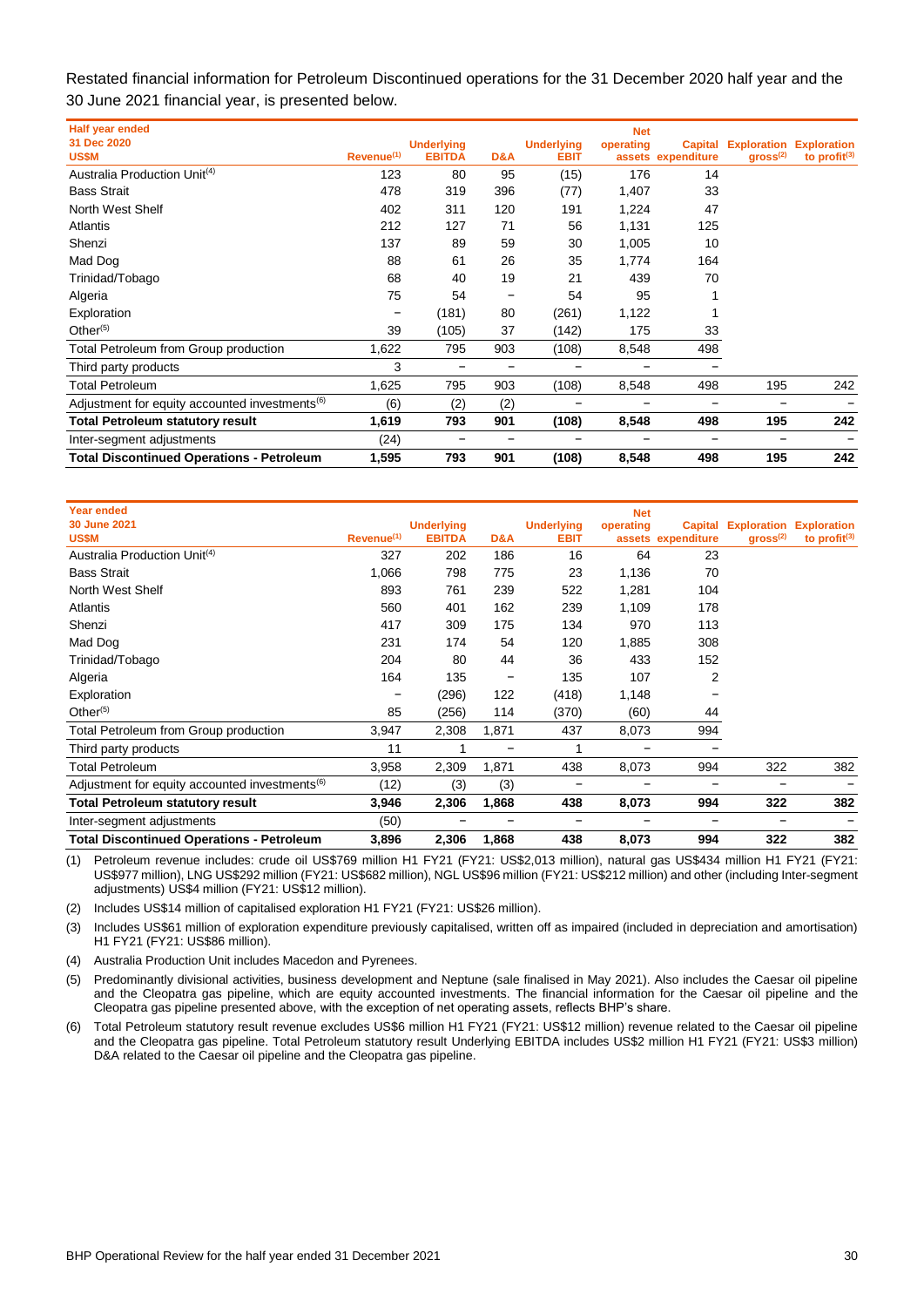Restated financial information for Petroleum Discontinued operations for the 31 December 2020 half year and the 30 June 2021 financial year, is presented below.

| Half year ended 31 Dec 2020 US$M | Revenue[1] | Underlying EBITDA | D&A | Underlying EBIT | Net operating assets | Capital expenditure | Exploration gross[2] | Exploration to profit[3] |
|---|---|---|---|---|---|---|---|---|
| Australia Production Unit[4] | 123 | 80 | 95 | (15) | 176 | 14 | | |
| Bass Strait | 478 | 319 | 396 | (77) | 1,407 | 33 | | |
| North West Shelf | 402 | 311 | 120 | 191 | 1,224 | 47 | | |
| Atlantis | 212 | 127 | 71 | 56 | 1,131 | 125 | | |
| Shenzi | 137 | 89 | 59 | 30 | 1,005 | 10 | | |
| Mad Dog | 88 | 61 | 26 | 35 | 1,774 | 164 | | |
| Trinidad/Tobago | 68 | 40 | 19 | 21 | 439 | 70 | | |
| Algeria | 75 | 54 | – | 54 | 95 | 1 | | |
| Exploration | – | (181) | 80 | (261) | 1,122 | 1 | | |
| Other[5] | 39 | (105) | 37 | (142) | 175 | 33 | | |
| Total Petroleum from Group production | 1,622 | 795 | 903 | (108) | 8,548 | 498 | | |
| Third party products | 3 | – | – | – | – | – | | |
| Total Petroleum | 1,625 | 795 | 903 | (108) | 8,548 | 498 | 195 | 242 |
| Adjustment for equity accounted investments[6] | (6) | (2) | (2) | – | – | – | – | – |
| **Total Petroleum statutory result** | **1,619** | **793** | **901** | **(108)** | **8,548** | **498** | **195** | **242** |
| Inter-segment adjustments | (24) | – | – | – | – | – | – | – |
| **Total Discontinued Operations - Petroleum** | **1,595** | **793** | **901** | **(108)** | **8,548** | **498** | **195** | **242** |

| Year ended 30 June 2021 US$M | Revenue[1] | Underlying EBITDA | D&A | Underlying EBIT | Net operating assets | Capital expenditure | Exploration gross[2] | Exploration to profit[3] |
|---|---|---|---|---|---|---|---|---|
| Australia Production Unit[4] | 327 | 202 | 186 | 16 | 64 | 23 | | |
| Bass Strait | 1,066 | 798 | 775 | 23 | 1,136 | 70 | | |
| North West Shelf | 893 | 761 | 239 | 522 | 1,281 | 104 | | |
| Atlantis | 560 | 401 | 162 | 239 | 1,109 | 178 | | |
| Shenzi | 417 | 309 | 175 | 134 | 970 | 113 | | |
| Mad Dog | 231 | 174 | 54 | 120 | 1,885 | 308 | | |
| Trinidad/Tobago | 204 | 80 | 44 | 36 | 433 | 152 | | |
| Algeria | 164 | 135 | – | 135 | 107 | 2 | | |
| Exploration | – | (296) | 122 | (418) | 1,148 | – | | |
| Other[5] | 85 | (256) | 114 | (370) | (60) | 44 | | |
| Total Petroleum from Group production | 3,947 | 2,308 | 1,871 | 437 | 8,073 | 994 | | |
| Third party products | 11 | 1 | – | 1 | – | – | | |
| Total Petroleum | 3,958 | 2,309 | 1,871 | 438 | 8,073 | 994 | 322 | 382 |
| Adjustment for equity accounted investments[6] | (12) | (3) | (3) | – | – | – | – | – |
| **Total Petroleum statutory result** | **3,946** | **2,306** | **1,868** | **438** | **8,073** | **994** | **322** | **382** |
| Inter-segment adjustments | (50) | – | – | – | – | – | – | – |
| **Total Discontinued Operations - Petroleum** | **3,896** | **2,306** | **1,868** | **438** | **8,073** | **994** | **322** | **382** |

(1) Petroleum revenue includes: crude oil US$769 million H1 FY21 (FY21: US$2,013 million), natural gas US$434 million H1 FY21 (FY21: US$977 million), LNG US$292 million (FY21: US$682 million), NGL US$96 million (FY21: US$212 million) and other (including Inter-segment adjustments) US$4 million (FY21: US$12 million).

(2) Includes US$14 million of capitalised exploration H1 FY21 (FY21: US$26 million).

(3) Includes US$61 million of exploration expenditure previously capitalised, written off as impaired (included in depreciation and amortisation) H1 FY21 (FY21: US$86 million).

(4) Australia Production Unit includes Macedon and Pyrenees.

(5) Predominantly divisional activities, business development and Neptune (sale finalised in May 2021). Also includes the Caesar oil pipeline and the Cleopatra gas pipeline, which are equity accounted investments. The financial information for the Caesar oil pipeline and the Cleopatra gas pipeline presented above, with the exception of net operating assets, reflects BHP's share.

(6) Total Petroleum statutory result revenue excludes US$6 million H1 FY21 (FY21: US$12 million) revenue related to the Caesar oil pipeline and the Cleopatra gas pipeline. Total Petroleum statutory result Underlying EBITDA includes US$2 million H1 FY21 (FY21: US$3 million) D&A related to the Caesar oil pipeline and the Cleopatra gas pipeline.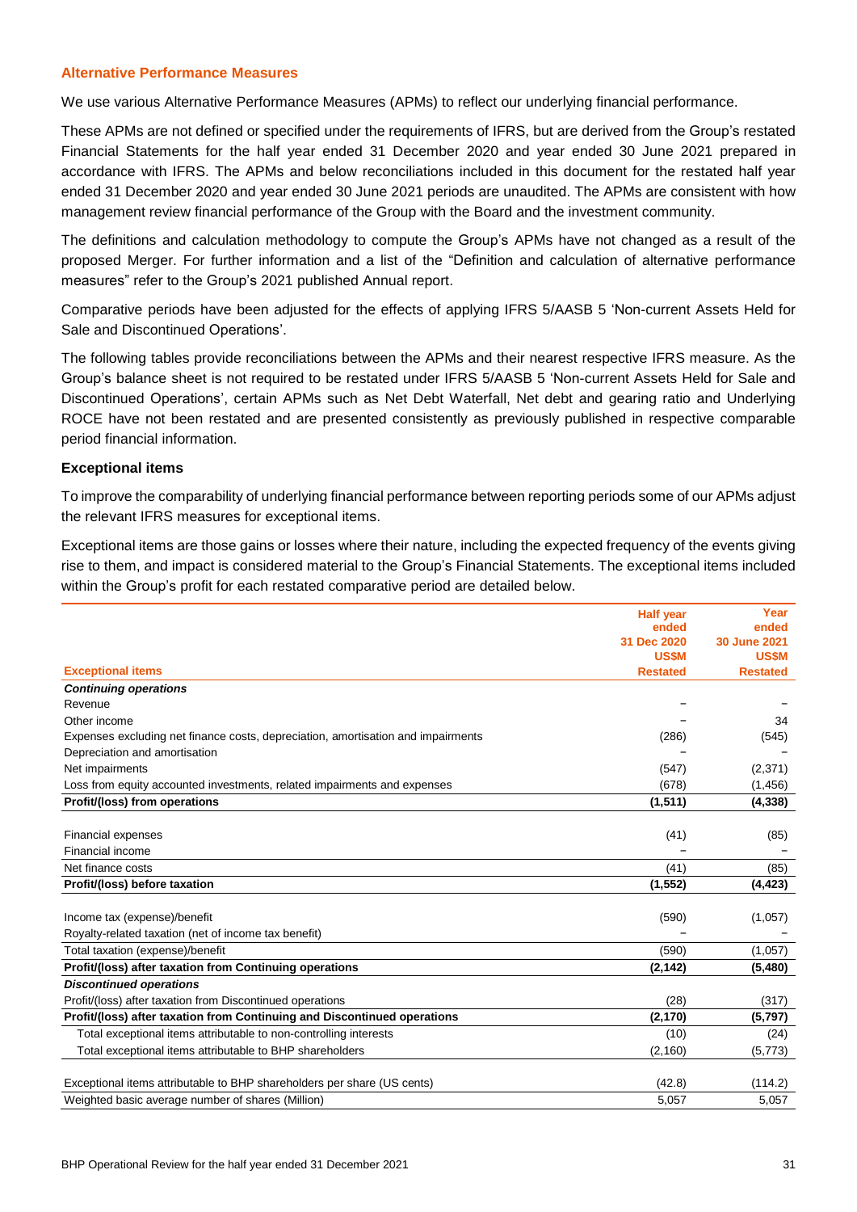## Alternative Performance Measures

We use various Alternative Performance Measures (APMs) to reflect our underlying financial performance.

These APMs are not defined or specified under the requirements of IFRS, but are derived from the Group's restated Financial Statements for the half year ended 31 December 2020 and year ended 30 June 2021 prepared in accordance with IFRS. The APMs and below reconciliations included in this document for the restated half year ended 31 December 2020 and year ended 30 June 2021 periods are unaudited. The APMs are consistent with how management review financial performance of the Group with the Board and the investment community.

The definitions and calculation methodology to compute the Group's APMs have not changed as a result of the proposed Merger. For further information and a list of the "Definition and calculation of alternative performance measures" refer to the Group's 2021 published Annual report.

Comparative periods have been adjusted for the effects of applying IFRS 5/AASB 5 'Non-current Assets Held for Sale and Discontinued Operations'.

The following tables provide reconciliations between the APMs and their nearest respective IFRS measure. As the Group's balance sheet is not required to be restated under IFRS 5/AASB 5 'Non-current Assets Held for Sale and Discontinued Operations', certain APMs such as Net Debt Waterfall, Net debt and gearing ratio and Underlying ROCE have not been restated and are presented consistently as previously published in respective comparable period financial information.

### Exceptional items

To improve the comparability of underlying financial performance between reporting periods some of our APMs adjust the relevant IFRS measures for exceptional items.

Exceptional items are those gains or losses where their nature, including the expected frequency of the events giving rise to them, and impact is considered material to the Group's Financial Statements. The exceptional items included within the Group's profit for each restated comparative period are detailed below.

| Exceptional items | Half year ended 31 Dec 2020 US$M Restated | Year ended 30 June 2021 US$M Restated |
|---|---|---|
| ***Continuing operations*** | | |
| Revenue | – | – |
| Other income | – | 34 |
| Expenses excluding net finance costs, depreciation, amortisation and impairments | (286) | (545) |
| Depreciation and amortisation | – | – |
| Net impairments | (547) | (2,371) |
| Loss from equity accounted investments, related impairments and expenses | (678) | (1,456) |
| **Profit/(loss) from operations** | **(1,511)** | **(4,338)** |
| Financial expenses | (41) | (85) |
| Financial income | – | – |
| Net finance costs | (41) | (85) |
| **Profit/(loss) before taxation** | **(1,552)** | **(4,423)** |
| Income tax (expense)/benefit | (590) | (1,057) |
| Royalty-related taxation (net of income tax benefit) | – | – |
| Total taxation (expense)/benefit | (590) | (1,057) |
| **Profit/(loss) after taxation from Continuing operations** | **(2,142)** | **(5,480)** |
| ***Discontinued operations*** | | |
| Profit/(loss) after taxation from Discontinued operations | (28) | (317) |
| **Profit/(loss) after taxation from Continuing and Discontinued operations** | **(2,170)** | **(5,797)** |
| Total exceptional items attributable to non-controlling interests | (10) | (24) |
| Total exceptional items attributable to BHP shareholders | (2,160) | (5,773) |
| Exceptional items attributable to BHP shareholders per share (US cents) | (42.8) | (114.2) |
| Weighted basic average number of shares (Million) | 5,057 | 5,057 |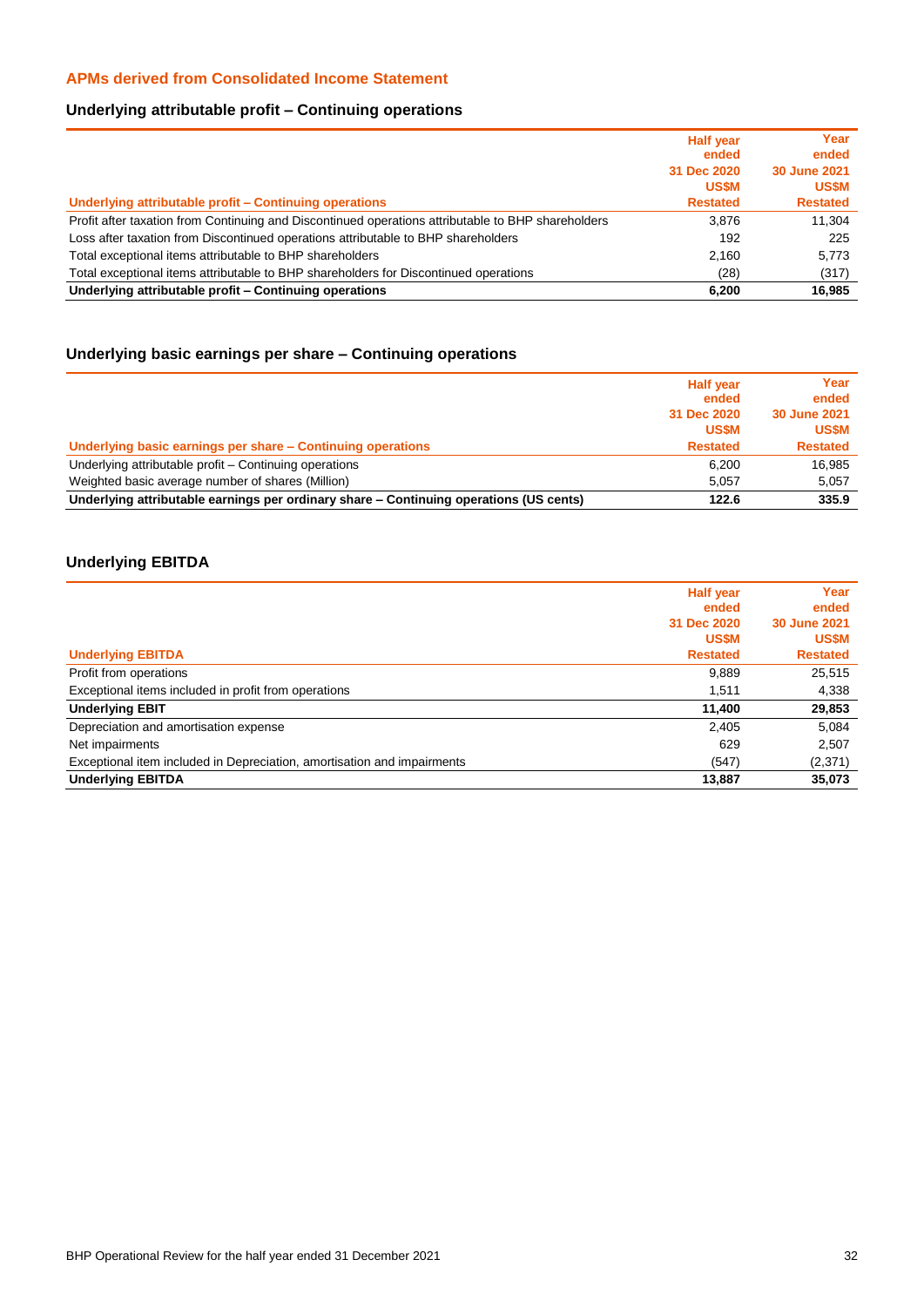## APMs derived from Consolidated Income Statement

### Underlying attributable profit – Continuing operations

| Underlying attributable profit – Continuing operations | Half year ended 31 Dec 2020 US$M Restated | Year ended 30 June 2021 US$M Restated |
|---|---|---|
| Profit after taxation from Continuing and Discontinued operations attributable to BHP shareholders | 3,876 | 11,304 |
| Loss after taxation from Discontinued operations attributable to BHP shareholders | 192 | 225 |
| Total exceptional items attributable to BHP shareholders | 2,160 | 5,773 |
| Total exceptional items attributable to BHP shareholders for Discontinued operations | (28) | (317) |
| **Underlying attributable profit – Continuing operations** | **6,200** | **16,985** |

### Underlying basic earnings per share – Continuing operations

| Underlying basic earnings per share – Continuing operations | Half year ended 31 Dec 2020 US$M Restated | Year ended 30 June 2021 US$M Restated |
|---|---|---|
| Underlying attributable profit – Continuing operations | 6,200 | 16,985 |
| Weighted basic average number of shares (Million) | 5,057 | 5,057 |
| **Underlying attributable earnings per ordinary share – Continuing operations (US cents)** | **122.6** | **335.9** |

### Underlying EBITDA

| Underlying EBITDA | Half year ended 31 Dec 2020 US$M Restated | Year ended 30 June 2021 US$M Restated |
|---|---|---|
| Profit from operations | 9,889 | 25,515 |
| Exceptional items included in profit from operations | 1,511 | 4,338 |
| **Underlying EBIT** | **11,400** | **29,853** |
| Depreciation and amortisation expense | 2,405 | 5,084 |
| Net impairments | 629 | 2,507 |
| Exceptional item included in Depreciation, amortisation and impairments | (547) | (2,371) |
| **Underlying EBITDA** | **13,887** | **35,073** |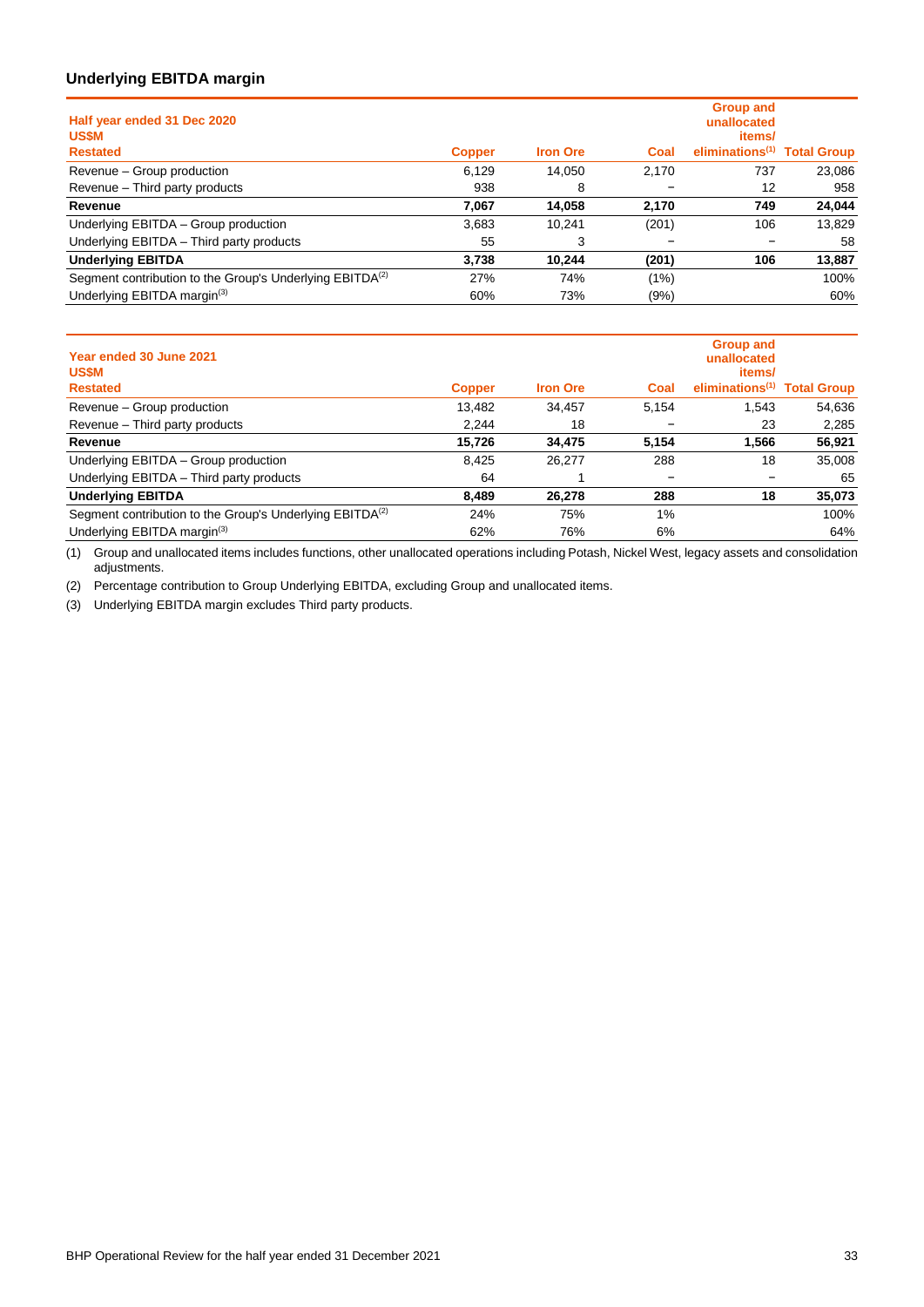### Underlying EBITDA margin

| Half year ended 31 Dec 2020<br>US$M<br>Restated | Copper | Iron Ore | Coal | Group and unallocated items/ eliminations[1] | Total Group |
|---|---|---|---|---|---|
| Revenue – Group production | 6,129 | 14,050 | 2,170 | 737 | 23,086 |
| Revenue – Third party products | 938 | 8 | – | 12 | 958 |
| **Revenue** | **7,067** | **14,058** | **2,170** | **749** | **24,044** |
| Underlying EBITDA – Group production | 3,683 | 10,241 | (201) | 106 | 13,829 |
| Underlying EBITDA – Third party products | 55 | 3 | – | – | 58 |
| **Underlying EBITDA** | **3,738** | **10,244** | **(201)** | **106** | **13,887** |
| Segment contribution to the Group's Underlying EBITDA[2] | 27% | 74% | (1%) | | 100% |
| Underlying EBITDA margin[3] | 60% | 73% | (9%) | | 60% |

| Year ended 30 June 2021<br>US$M<br>Restated | Copper | Iron Ore | Coal | Group and unallocated items/ eliminations[1] | Total Group |
|---|---|---|---|---|---|
| Revenue – Group production | 13,482 | 34,457 | 5,154 | 1,543 | 54,636 |
| Revenue – Third party products | 2,244 | 18 | – | 23 | 2,285 |
| **Revenue** | **15,726** | **34,475** | **5,154** | **1,566** | **56,921** |
| Underlying EBITDA – Group production | 8,425 | 26,277 | 288 | 18 | 35,008 |
| Underlying EBITDA – Third party products | 64 | 1 | – | – | 65 |
| **Underlying EBITDA** | **8,489** | **26,278** | **288** | **18** | **35,073** |
| Segment contribution to the Group's Underlying EBITDA[2] | 24% | 75% | 1% | | 100% |
| Underlying EBITDA margin[3] | 62% | 76% | 6% | | 64% |

(1) Group and unallocated items includes functions, other unallocated operations including Potash, Nickel West, legacy assets and consolidation adjustments.

(2) Percentage contribution to Group Underlying EBITDA, excluding Group and unallocated items.

(3) Underlying EBITDA margin excludes Third party products.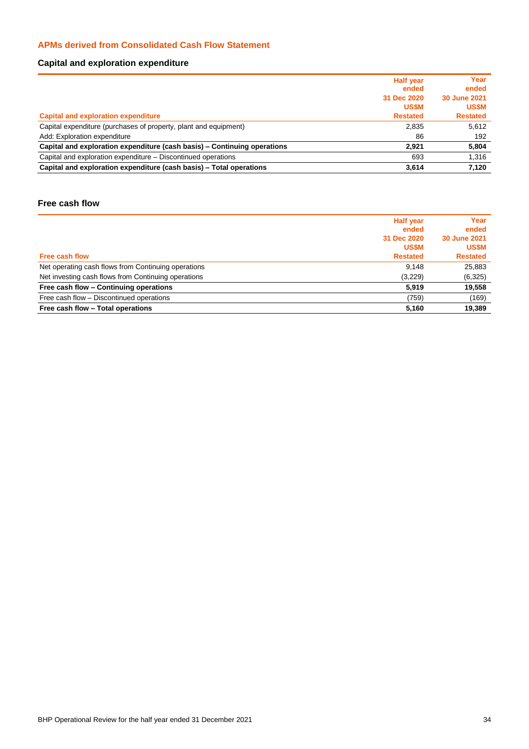## APMs derived from Consolidated Cash Flow Statement

### Capital and exploration expenditure

| Capital and exploration expenditure | Half year ended 31 Dec 2020 US$M Restated | Year ended 30 June 2021 US$M Restated |
|---|---|---|
| Capital expenditure (purchases of property, plant and equipment) | 2,835 | 5,612 |
| Add: Exploration expenditure | 86 | 192 |
| **Capital and exploration expenditure (cash basis) – Continuing operations** | **2,921** | **5,804** |
| Capital and exploration expenditure – Discontinued operations | 693 | 1,316 |
| **Capital and exploration expenditure (cash basis) – Total operations** | **3,614** | **7,120** |

### Free cash flow

| Free cash flow | Half year ended 31 Dec 2020 US$M Restated | Year ended 30 June 2021 US$M Restated |
|---|---|---|
| Net operating cash flows from Continuing operations | 9,148 | 25,883 |
| Net investing cash flows from Continuing operations | (3,229) | (6,325) |
| **Free cash flow – Continuing operations** | **5,919** | **19,558** |
| Free cash flow – Discontinued operations | (759) | (169) |
| **Free cash flow – Total operations** | **5,160** | **19,389** |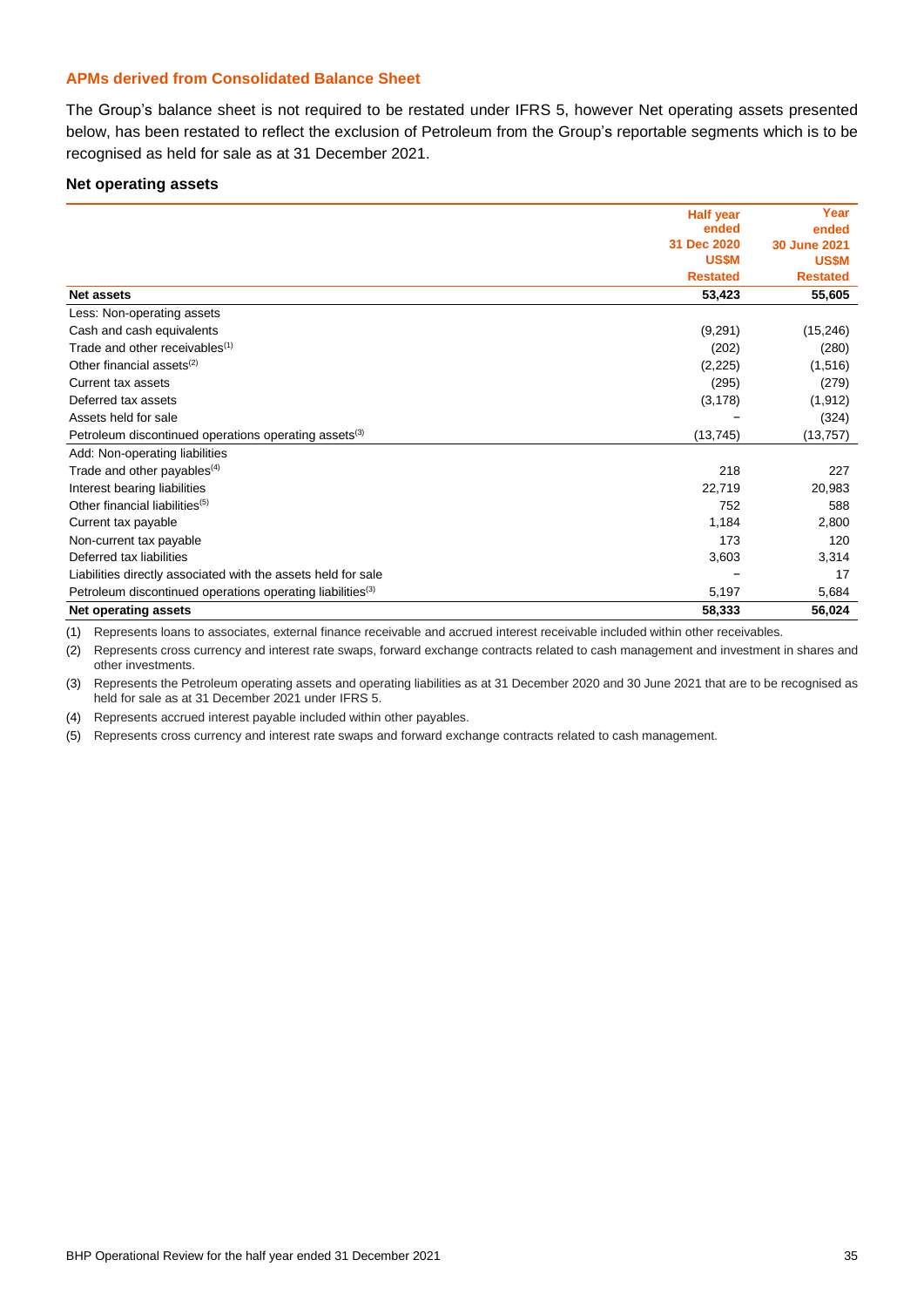### APMs derived from Consolidated Balance Sheet

The Group's balance sheet is not required to be restated under IFRS 5, however Net operating assets presented below, has been restated to reflect the exclusion of Petroleum from the Group's reportable segments which is to be recognised as held for sale as at 31 December 2021.

#### Net operating assets

| | Half year ended 31 Dec 2020 US$M Restated | Year ended 30 June 2021 US$M Restated |
|---|---|---|
| **Net assets** | **53,423** | **55,605** |
| Less: Non-operating assets | | |
| Cash and cash equivalents | (9,291) | (15,246) |
| Trade and other receivables[1] | (202) | (280) |
| Other financial assets[2] | (2,225) | (1,516) |
| Current tax assets | (295) | (279) |
| Deferred tax assets | (3,178) | (1,912) |
| Assets held for sale | – | (324) |
| Petroleum discontinued operations operating assets[3] | (13,745) | (13,757) |
| Add: Non-operating liabilities | | |
| Trade and other payables[4] | 218 | 227 |
| Interest bearing liabilities | 22,719 | 20,983 |
| Other financial liabilities[5] | 752 | 588 |
| Current tax payable | 1,184 | 2,800 |
| Non-current tax payable | 173 | 120 |
| Deferred tax liabilities | 3,603 | 3,314 |
| Liabilities directly associated with the assets held for sale | – | 17 |
| Petroleum discontinued operations operating liabilities[3] | 5,197 | 5,684 |
| **Net operating assets** | **58,333** | **56,024** |

(1) Represents loans to associates, external finance receivable and accrued interest receivable included within other receivables.

(2) Represents cross currency and interest rate swaps, forward exchange contracts related to cash management and investment in shares and other investments.

(3) Represents the Petroleum operating assets and operating liabilities as at 31 December 2020 and 30 June 2021 that are to be recognised as held for sale as at 31 December 2021 under IFRS 5.

(4) Represents accrued interest payable included within other payables.

(5) Represents cross currency and interest rate swaps and forward exchange contracts related to cash management.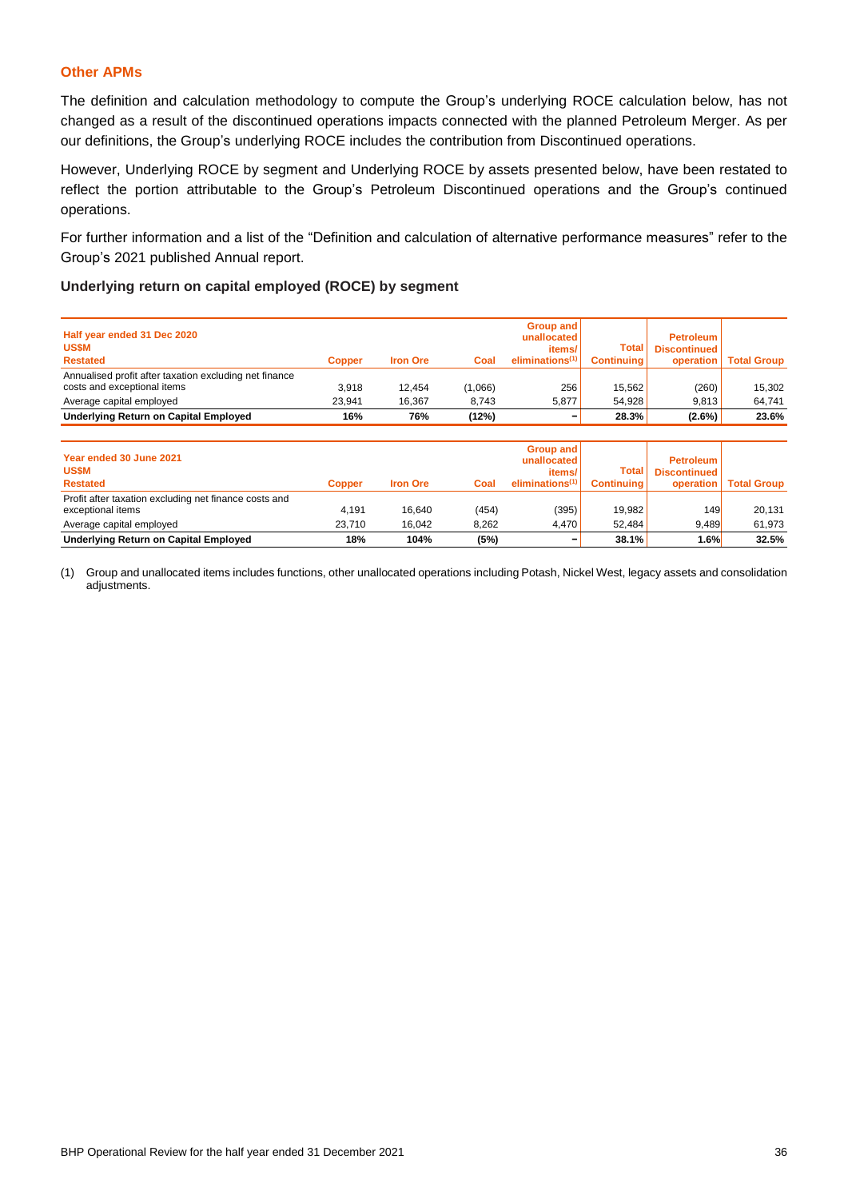## Other APMs

The definition and calculation methodology to compute the Group's underlying ROCE calculation below, has not changed as a result of the discontinued operations impacts connected with the planned Petroleum Merger. As per our definitions, the Group's underlying ROCE includes the contribution from Discontinued operations.

However, Underlying ROCE by segment and Underlying ROCE by assets presented below, have been restated to reflect the portion attributable to the Group's Petroleum Discontinued operations and the Group's continued operations.

For further information and a list of the "Definition and calculation of alternative performance measures" refer to the Group's 2021 published Annual report.

### Underlying return on capital employed (ROCE) by segment

| Half year ended 31 Dec 2020<br>US$M<br>Restated | Copper | Iron Ore | Coal | Group and unallocated items/ eliminations[1] | Total Continuing | Petroleum Discontinued operation | Total Group |
|---|---|---|---|---|---|---|---|
| Annualised profit after taxation excluding net finance costs and exceptional items | 3,918 | 12,454 | (1,066) | 256 | 15,562 | (260) | 15,302 |
| Average capital employed | 23,941 | 16,367 | 8,743 | 5,877 | 54,928 | 9,813 | 64,741 |
| **Underlying Return on Capital Employed** | **16%** | **76%** | **(12%)** | **–** | **28.3%** | **(2.6%)** | **23.6%** |

| Year ended 30 June 2021<br>US$M<br>Restated | Copper | Iron Ore | Coal | Group and unallocated items/ eliminations[1] | Total Continuing | Petroleum Discontinued operation | Total Group |
|---|---|---|---|---|---|---|---|
| Profit after taxation excluding net finance costs and exceptional items | 4,191 | 16,640 | (454) | (395) | 19,982 | 149 | 20,131 |
| Average capital employed | 23,710 | 16,042 | 8,262 | 4,470 | 52,484 | 9,489 | 61,973 |
| **Underlying Return on Capital Employed** | **18%** | **104%** | **(5%)** | **–** | **38.1%** | **1.6%** | **32.5%** |

(1) Group and unallocated items includes functions, other unallocated operations including Potash, Nickel West, legacy assets and consolidation adjustments.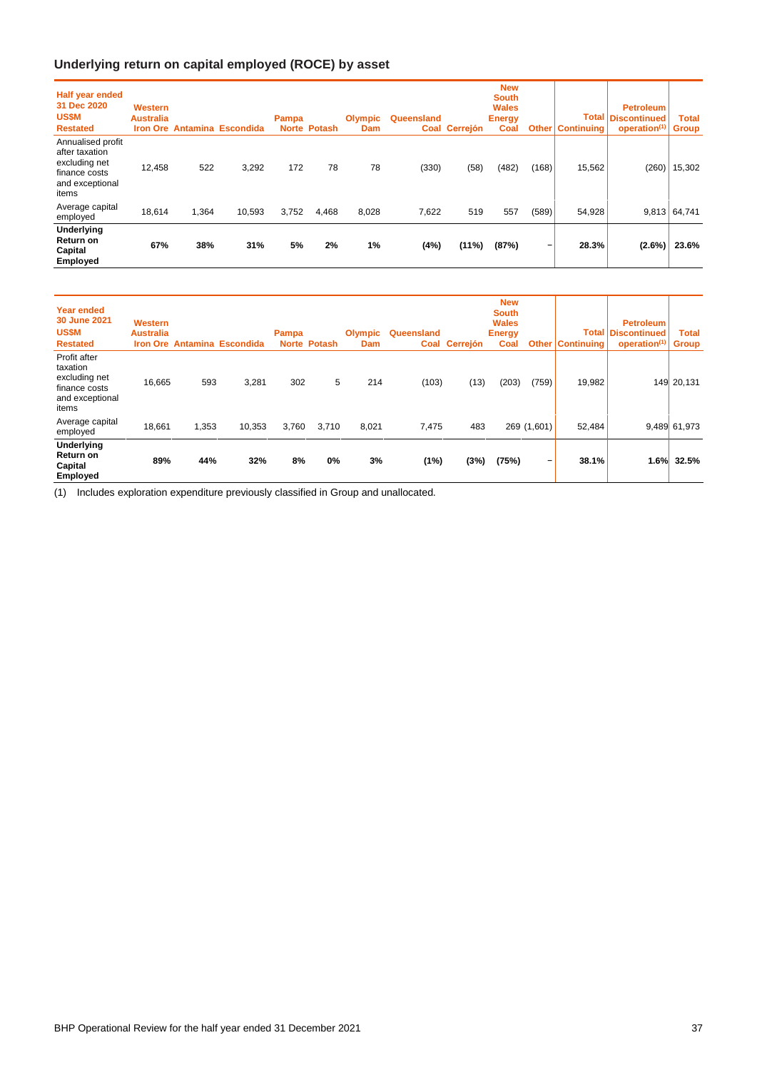## Underlying return on capital employed (ROCE) by asset

| Half year ended 31 Dec 2020 US$M Restated | Western Australia Iron Ore | Antamina | Escondida | Pampa Norte | Potash | Olympic Dam | Queensland Coal | Cerrejón | New South Wales Energy Coal | Other | Total Continuing | Petroleum Discontinued operation[1] | Total Group |
|---|---|---|---|---|---|---|---|---|---|---|---|---|---|
| Annualised profit after taxation excluding net finance costs and exceptional items | 12,458 | 522 | 3,292 | 172 | 78 | 78 | (330) | (58) | (482) | (168) | 15,562 | (260) | 15,302 |
| Average capital employed | 18,614 | 1,364 | 10,593 | 3,752 | 4,468 | 8,028 | 7,622 | 519 | 557 | (589) | 54,928 | 9,813 | 64,741 |
| **Underlying Return on Capital Employed** | **67%** | **38%** | **31%** | **5%** | **2%** | **1%** | **(4%)** | **(11%)** | **(87%)** | **–** | **28.3%** | **(2.6%)** | **23.6%** |

| Year ended 30 June 2021 US$M Restated | Western Australia Iron Ore | Antamina | Escondida | Pampa Norte | Potash | Olympic Dam | Queensland Coal | Cerrejón | New South Wales Energy Coal | Other | Total Continuing | Petroleum Discontinued operation[1] | Total Group |
|---|---|---|---|---|---|---|---|---|---|---|---|---|---|
| Profit after taxation excluding net finance costs and exceptional items | 16,665 | 593 | 3,281 | 302 | 5 | 214 | (103) | (13) | (203) | (759) | 19,982 | 149 | 20,131 |
| Average capital employed | 18,661 | 1,353 | 10,353 | 3,760 | 3,710 | 8,021 | 7,475 | 483 | 269 | (1,601) | 52,484 | 9,489 | 61,973 |
| **Underlying Return on Capital Employed** | **89%** | **44%** | **32%** | **8%** | **0%** | **3%** | **(1%)** | **(3%)** | **(75%)** | **–** | **38.1%** | **1.6%** | **32.5%** |

(1) Includes exploration expenditure previously classified in Group and unallocated.